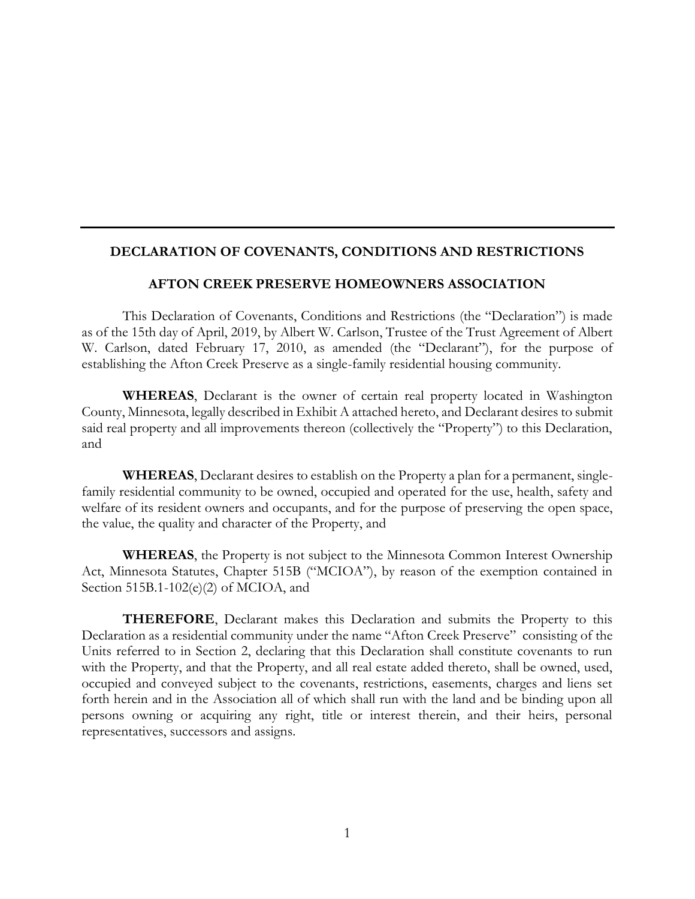---

# DECLARATION OF COVENANTS, CONDITIONS AND RESTRICTIONS

## AFTON CREEK PRESERVE HOMEOWNERS ASSOCIATION

This Declaration of Covenants, Conditions and Restrictions (the "Declaration") is made as of the 15th day of April, 2019, by Albert W. Carlson, Trustee of the Trust Agreement of Albert W. Carlson, dated February 17, 2010, as amended (the "Declarant"), for the purpose of establishing the Afton Creek Preserve as a single-family residential housing community.

**WHEREAS**, Declarant is the owner of certain real property located in Washington County, Minnesota, legally described in Exhibit A attached hereto, and Declarant desires to submit said real property and all improvements thereon (collectively the "Property") to this Declaration, and

**WHEREAS**, Declarant desires to establish on the Property a plan for a permanent, single-family residential community to be owned, occupied and operated for the use, health, safety and welfare of its resident owners and occupants, and for the purpose of preserving the open space, the value, the quality and character of the Property, and

**WHEREAS**, the Property is not subject to the Minnesota Common Interest Ownership Act, Minnesota Statutes, Chapter 515B ("MCIOA"), by reason of the exemption contained in Section 515B.1-102(e)(2) of MCIOA, and

**THEREFORE**, Declarant makes this Declaration and submits the Property to this Declaration as a residential community under the name "Afton Creek Preserve" consisting of the Units referred to in Section 2, declaring that this Declaration shall constitute covenants to run with the Property, and that the Property, and all real estate added thereto, shall be owned, used, occupied and conveyed subject to the covenants, restrictions, easements, charges and liens set forth herein and in the Association all of which shall run with the land and be binding upon all persons owning or acquiring any right, title or interest therein, and their heirs, personal representatives, successors and assigns.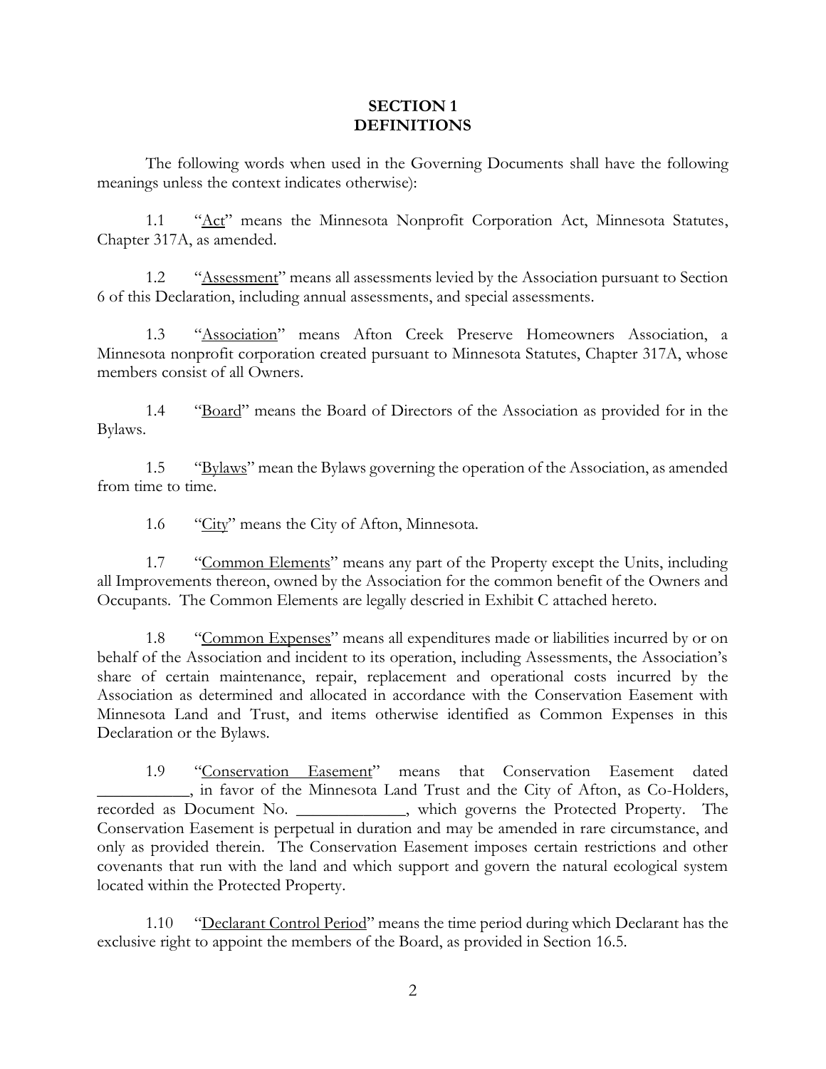## SECTION 1
## DEFINITIONS

The following words when used in the Governing Documents shall have the following meanings unless the context indicates otherwise):

1.1 "Act" means the Minnesota Nonprofit Corporation Act, Minnesota Statutes, Chapter 317A, as amended.

1.2 "Assessment" means all assessments levied by the Association pursuant to Section 6 of this Declaration, including annual assessments, and special assessments.

1.3 "Association" means Afton Creek Preserve Homeowners Association, a Minnesota nonprofit corporation created pursuant to Minnesota Statutes, Chapter 317A, whose members consist of all Owners.

1.4 "Board" means the Board of Directors of the Association as provided for in the Bylaws.

1.5 "Bylaws" mean the Bylaws governing the operation of the Association, as amended from time to time.

1.6 "City" means the City of Afton, Minnesota.

1.7 "Common Elements" means any part of the Property except the Units, including all Improvements thereon, owned by the Association for the common benefit of the Owners and Occupants. The Common Elements are legally descried in Exhibit C attached hereto.

1.8 "Common Expenses" means all expenditures made or liabilities incurred by or on behalf of the Association and incident to its operation, including Assessments, the Association's share of certain maintenance, repair, replacement and operational costs incurred by the Association as determined and allocated in accordance with the Conservation Easement with Minnesota Land and Trust, and items otherwise identified as Common Expenses in this Declaration or the Bylaws.

1.9 "Conservation Easement" means that Conservation Easement dated ___________, in favor of the Minnesota Land Trust and the City of Afton, as Co-Holders, recorded as Document No. _____________, which governs the Protected Property. The Conservation Easement is perpetual in duration and may be amended in rare circumstance, and only as provided therein. The Conservation Easement imposes certain restrictions and other covenants that run with the land and which support and govern the natural ecological system located within the Protected Property.

1.10 "Declarant Control Period" means the time period during which Declarant has the exclusive right to appoint the members of the Board, as provided in Section 16.5.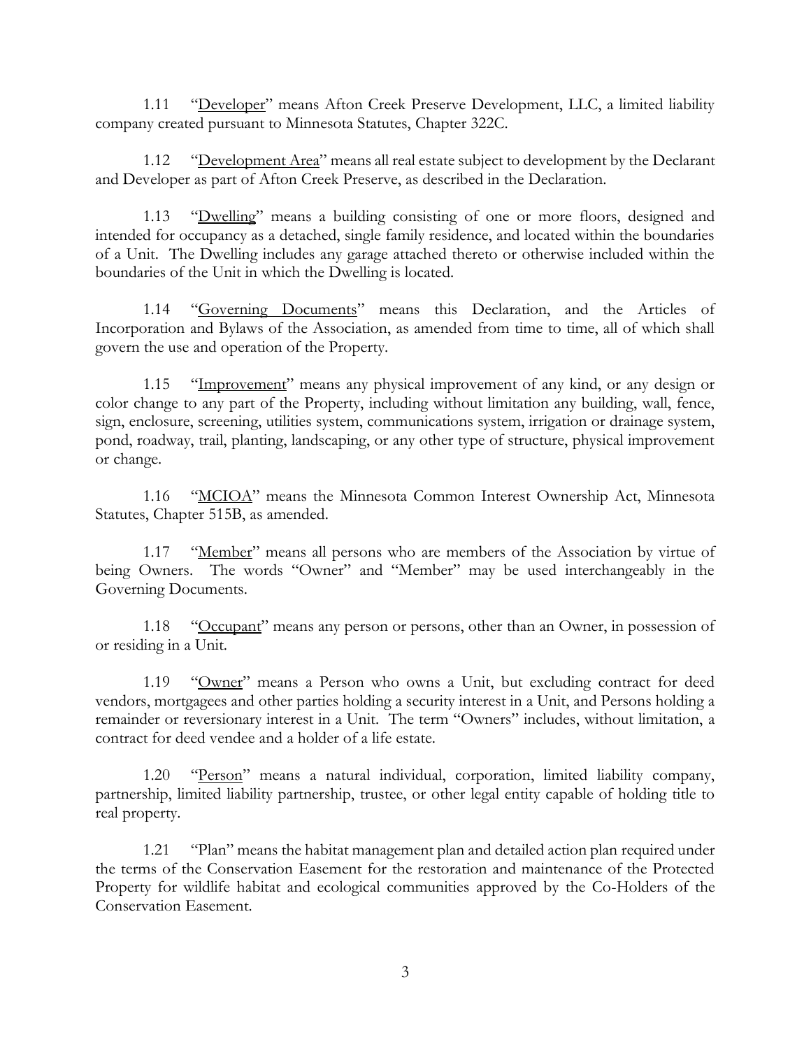1.11 "Developer" means Afton Creek Preserve Development, LLC, a limited liability company created pursuant to Minnesota Statutes, Chapter 322C.

1.12 "Development Area" means all real estate subject to development by the Declarant and Developer as part of Afton Creek Preserve, as described in the Declaration.

1.13 "Dwelling" means a building consisting of one or more floors, designed and intended for occupancy as a detached, single family residence, and located within the boundaries of a Unit. The Dwelling includes any garage attached thereto or otherwise included within the boundaries of the Unit in which the Dwelling is located.

1.14 "Governing Documents" means this Declaration, and the Articles of Incorporation and Bylaws of the Association, as amended from time to time, all of which shall govern the use and operation of the Property.

1.15 "Improvement" means any physical improvement of any kind, or any design or color change to any part of the Property, including without limitation any building, wall, fence, sign, enclosure, screening, utilities system, communications system, irrigation or drainage system, pond, roadway, trail, planting, landscaping, or any other type of structure, physical improvement or change.

1.16 "MCIOA" means the Minnesota Common Interest Ownership Act, Minnesota Statutes, Chapter 515B, as amended.

1.17 "Member" means all persons who are members of the Association by virtue of being Owners. The words "Owner" and "Member" may be used interchangeably in the Governing Documents.

1.18 "Occupant" means any person or persons, other than an Owner, in possession of or residing in a Unit.

1.19 "Owner" means a Person who owns a Unit, but excluding contract for deed vendors, mortgagees and other parties holding a security interest in a Unit, and Persons holding a remainder or reversionary interest in a Unit. The term "Owners" includes, without limitation, a contract for deed vendee and a holder of a life estate.

1.20 "Person" means a natural individual, corporation, limited liability company, partnership, limited liability partnership, trustee, or other legal entity capable of holding title to real property.

1.21 "Plan" means the habitat management plan and detailed action plan required under the terms of the Conservation Easement for the restoration and maintenance of the Protected Property for wildlife habitat and ecological communities approved by the Co-Holders of the Conservation Easement.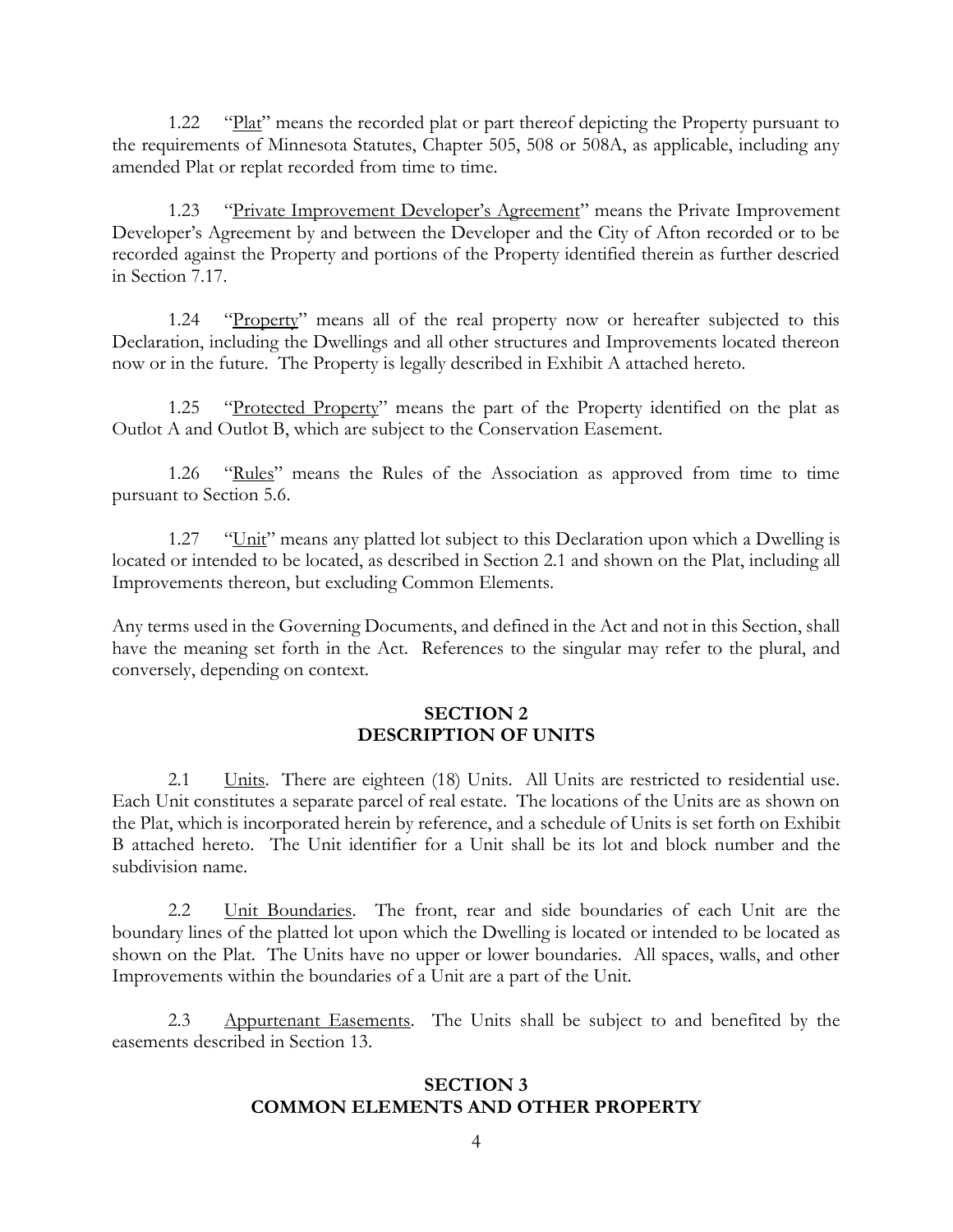1.22 "Plat" means the recorded plat or part thereof depicting the Property pursuant to the requirements of Minnesota Statutes, Chapter 505, 508 or 508A, as applicable, including any amended Plat or replat recorded from time to time.

1.23 "Private Improvement Developer's Agreement" means the Private Improvement Developer's Agreement by and between the Developer and the City of Afton recorded or to be recorded against the Property and portions of the Property identified therein as further descried in Section 7.17.

1.24 "Property" means all of the real property now or hereafter subjected to this Declaration, including the Dwellings and all other structures and Improvements located thereon now or in the future. The Property is legally described in Exhibit A attached hereto.

1.25 "Protected Property" means the part of the Property identified on the plat as Outlot A and Outlot B, which are subject to the Conservation Easement.

1.26 "Rules" means the Rules of the Association as approved from time to time pursuant to Section 5.6.

1.27 "Unit" means any platted lot subject to this Declaration upon which a Dwelling is located or intended to be located, as described in Section 2.1 and shown on the Plat, including all Improvements thereon, but excluding Common Elements.

Any terms used in the Governing Documents, and defined in the Act and not in this Section, shall have the meaning set forth in the Act. References to the singular may refer to the plural, and conversely, depending on context.

## SECTION 2
## DESCRIPTION OF UNITS

2.1 Units. There are eighteen (18) Units. All Units are restricted to residential use. Each Unit constitutes a separate parcel of real estate. The locations of the Units are as shown on the Plat, which is incorporated herein by reference, and a schedule of Units is set forth on Exhibit B attached hereto. The Unit identifier for a Unit shall be its lot and block number and the subdivision name.

2.2 Unit Boundaries. The front, rear and side boundaries of each Unit are the boundary lines of the platted lot upon which the Dwelling is located or intended to be located as shown on the Plat. The Units have no upper or lower boundaries. All spaces, walls, and other Improvements within the boundaries of a Unit are a part of the Unit.

2.3 Appurtenant Easements. The Units shall be subject to and benefited by the easements described in Section 13.

## SECTION 3
## COMMON ELEMENTS AND OTHER PROPERTY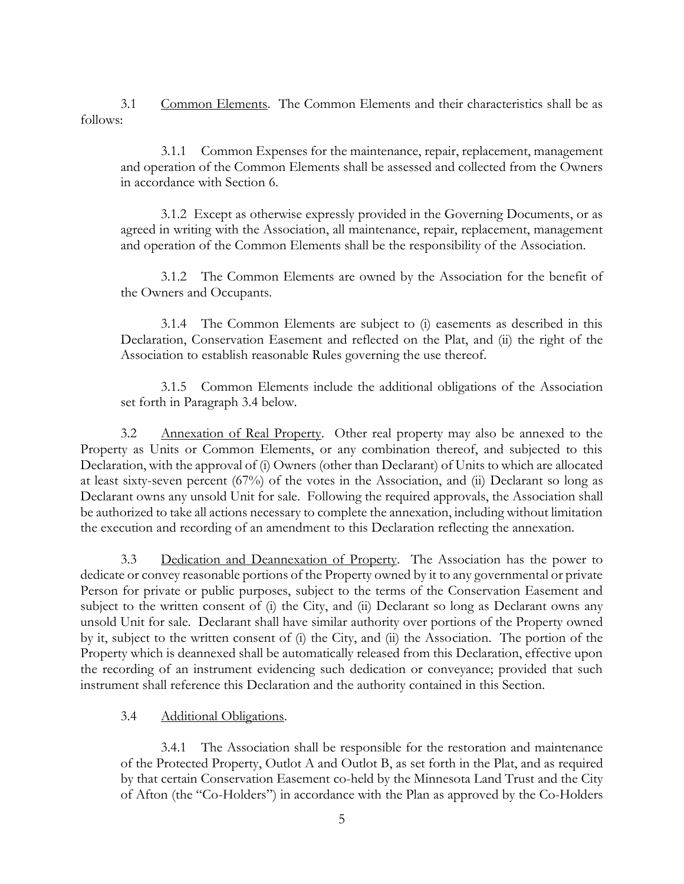3.1 Common Elements. The Common Elements and their characteristics shall be as follows:

3.1.1 Common Expenses for the maintenance, repair, replacement, management and operation of the Common Elements shall be assessed and collected from the Owners in accordance with Section 6.

3.1.2 Except as otherwise expressly provided in the Governing Documents, or as agreed in writing with the Association, all maintenance, repair, replacement, management and operation of the Common Elements shall be the responsibility of the Association.

3.1.2 The Common Elements are owned by the Association for the benefit of the Owners and Occupants.

3.1.4 The Common Elements are subject to (i) easements as described in this Declaration, Conservation Easement and reflected on the Plat, and (ii) the right of the Association to establish reasonable Rules governing the use thereof.

3.1.5 Common Elements include the additional obligations of the Association set forth in Paragraph 3.4 below.

3.2 Annexation of Real Property. Other real property may also be annexed to the Property as Units or Common Elements, or any combination thereof, and subjected to this Declaration, with the approval of (i) Owners (other than Declarant) of Units to which are allocated at least sixty-seven percent (67%) of the votes in the Association, and (ii) Declarant so long as Declarant owns any unsold Unit for sale. Following the required approvals, the Association shall be authorized to take all actions necessary to complete the annexation, including without limitation the execution and recording of an amendment to this Declaration reflecting the annexation.

3.3 Dedication and Deannexation of Property. The Association has the power to dedicate or convey reasonable portions of the Property owned by it to any governmental or private Person for private or public purposes, subject to the terms of the Conservation Easement and subject to the written consent of (i) the City, and (ii) Declarant so long as Declarant owns any unsold Unit for sale. Declarant shall have similar authority over portions of the Property owned by it, subject to the written consent of (i) the City, and (ii) the Association. The portion of the Property which is deannexed shall be automatically released from this Declaration, effective upon the recording of an instrument evidencing such dedication or conveyance; provided that such instrument shall reference this Declaration and the authority contained in this Section.

3.4 Additional Obligations.

3.4.1 The Association shall be responsible for the restoration and maintenance of the Protected Property, Outlot A and Outlot B, as set forth in the Plat, and as required by that certain Conservation Easement co-held by the Minnesota Land Trust and the City of Afton (the "Co-Holders") in accordance with the Plan as approved by the Co-Holders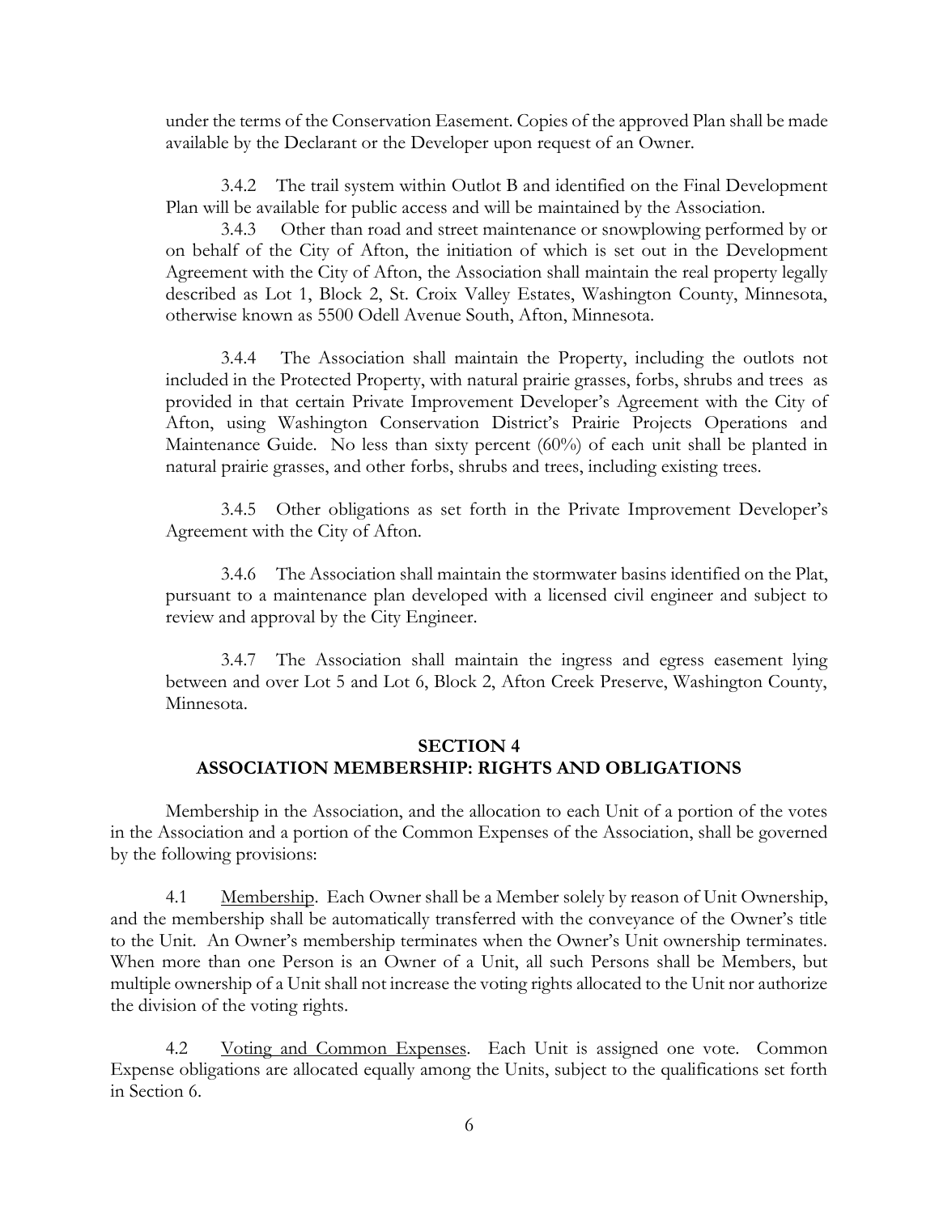under the terms of the Conservation Easement. Copies of the approved Plan shall be made available by the Declarant or the Developer upon request of an Owner.

3.4.2 The trail system within Outlot B and identified on the Final Development Plan will be available for public access and will be maintained by the Association.

3.4.3 Other than road and street maintenance or snowplowing performed by or on behalf of the City of Afton, the initiation of which is set out in the Development Agreement with the City of Afton, the Association shall maintain the real property legally described as Lot 1, Block 2, St. Croix Valley Estates, Washington County, Minnesota, otherwise known as 5500 Odell Avenue South, Afton, Minnesota.

3.4.4 The Association shall maintain the Property, including the outlots not included in the Protected Property, with natural prairie grasses, forbs, shrubs and trees as provided in that certain Private Improvement Developer's Agreement with the City of Afton, using Washington Conservation District's Prairie Projects Operations and Maintenance Guide. No less than sixty percent (60%) of each unit shall be planted in natural prairie grasses, and other forbs, shrubs and trees, including existing trees.

3.4.5 Other obligations as set forth in the Private Improvement Developer's Agreement with the City of Afton.

3.4.6 The Association shall maintain the stormwater basins identified on the Plat, pursuant to a maintenance plan developed with a licensed civil engineer and subject to review and approval by the City Engineer.

3.4.7 The Association shall maintain the ingress and egress easement lying between and over Lot 5 and Lot 6, Block 2, Afton Creek Preserve, Washington County, Minnesota.

## SECTION 4
## ASSOCIATION MEMBERSHIP: RIGHTS AND OBLIGATIONS

Membership in the Association, and the allocation to each Unit of a portion of the votes in the Association and a portion of the Common Expenses of the Association, shall be governed by the following provisions:

4.1 Membership. Each Owner shall be a Member solely by reason of Unit Ownership, and the membership shall be automatically transferred with the conveyance of the Owner's title to the Unit. An Owner's membership terminates when the Owner's Unit ownership terminates. When more than one Person is an Owner of a Unit, all such Persons shall be Members, but multiple ownership of a Unit shall not increase the voting rights allocated to the Unit nor authorize the division of the voting rights.

4.2 Voting and Common Expenses. Each Unit is assigned one vote. Common Expense obligations are allocated equally among the Units, subject to the qualifications set forth in Section 6.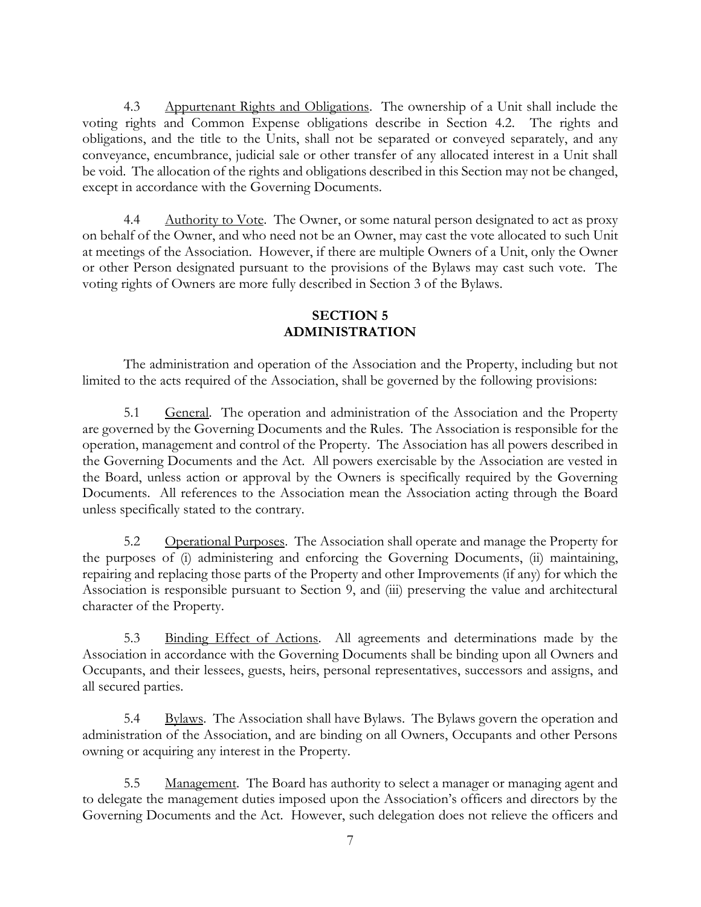4.3 Appurtenant Rights and Obligations. The ownership of a Unit shall include the voting rights and Common Expense obligations describe in Section 4.2. The rights and obligations, and the title to the Units, shall not be separated or conveyed separately, and any conveyance, encumbrance, judicial sale or other transfer of any allocated interest in a Unit shall be void. The allocation of the rights and obligations described in this Section may not be changed, except in accordance with the Governing Documents.

4.4 Authority to Vote. The Owner, or some natural person designated to act as proxy on behalf of the Owner, and who need not be an Owner, may cast the vote allocated to such Unit at meetings of the Association. However, if there are multiple Owners of a Unit, only the Owner or other Person designated pursuant to the provisions of the Bylaws may cast such vote. The voting rights of Owners are more fully described in Section 3 of the Bylaws.

## SECTION 5
## ADMINISTRATION

The administration and operation of the Association and the Property, including but not limited to the acts required of the Association, shall be governed by the following provisions:

5.1 General. The operation and administration of the Association and the Property are governed by the Governing Documents and the Rules. The Association is responsible for the operation, management and control of the Property. The Association has all powers described in the Governing Documents and the Act. All powers exercisable by the Association are vested in the Board, unless action or approval by the Owners is specifically required by the Governing Documents. All references to the Association mean the Association acting through the Board unless specifically stated to the contrary.

5.2 Operational Purposes. The Association shall operate and manage the Property for the purposes of (i) administering and enforcing the Governing Documents, (ii) maintaining, repairing and replacing those parts of the Property and other Improvements (if any) for which the Association is responsible pursuant to Section 9, and (iii) preserving the value and architectural character of the Property.

5.3 Binding Effect of Actions. All agreements and determinations made by the Association in accordance with the Governing Documents shall be binding upon all Owners and Occupants, and their lessees, guests, heirs, personal representatives, successors and assigns, and all secured parties.

5.4 Bylaws. The Association shall have Bylaws. The Bylaws govern the operation and administration of the Association, and are binding on all Owners, Occupants and other Persons owning or acquiring any interest in the Property.

5.5 Management. The Board has authority to select a manager or managing agent and to delegate the management duties imposed upon the Association's officers and directors by the Governing Documents and the Act. However, such delegation does not relieve the officers and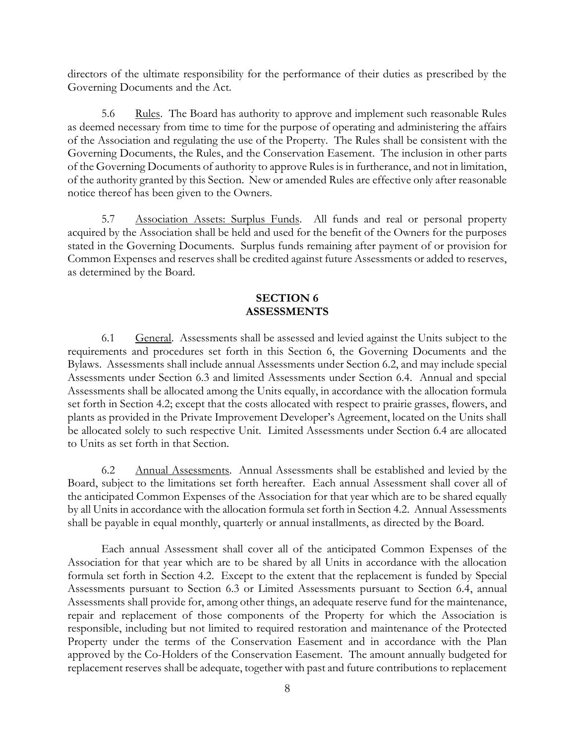directors of the ultimate responsibility for the performance of their duties as prescribed by the Governing Documents and the Act.

5.6 Rules. The Board has authority to approve and implement such reasonable Rules as deemed necessary from time to time for the purpose of operating and administering the affairs of the Association and regulating the use of the Property. The Rules shall be consistent with the Governing Documents, the Rules, and the Conservation Easement. The inclusion in other parts of the Governing Documents of authority to approve Rules is in furtherance, and not in limitation, of the authority granted by this Section. New or amended Rules are effective only after reasonable notice thereof has been given to the Owners.

5.7 Association Assets: Surplus Funds. All funds and real or personal property acquired by the Association shall be held and used for the benefit of the Owners for the purposes stated in the Governing Documents. Surplus funds remaining after payment of or provision for Common Expenses and reserves shall be credited against future Assessments or added to reserves, as determined by the Board.

## SECTION 6
## ASSESSMENTS

6.1 General. Assessments shall be assessed and levied against the Units subject to the requirements and procedures set forth in this Section 6, the Governing Documents and the Bylaws. Assessments shall include annual Assessments under Section 6.2, and may include special Assessments under Section 6.3 and limited Assessments under Section 6.4. Annual and special Assessments shall be allocated among the Units equally, in accordance with the allocation formula set forth in Section 4.2; except that the costs allocated with respect to prairie grasses, flowers, and plants as provided in the Private Improvement Developer's Agreement, located on the Units shall be allocated solely to such respective Unit. Limited Assessments under Section 6.4 are allocated to Units as set forth in that Section.

6.2 Annual Assessments. Annual Assessments shall be established and levied by the Board, subject to the limitations set forth hereafter. Each annual Assessment shall cover all of the anticipated Common Expenses of the Association for that year which are to be shared equally by all Units in accordance with the allocation formula set forth in Section 4.2. Annual Assessments shall be payable in equal monthly, quarterly or annual installments, as directed by the Board.

Each annual Assessment shall cover all of the anticipated Common Expenses of the Association for that year which are to be shared by all Units in accordance with the allocation formula set forth in Section 4.2. Except to the extent that the replacement is funded by Special Assessments pursuant to Section 6.3 or Limited Assessments pursuant to Section 6.4, annual Assessments shall provide for, among other things, an adequate reserve fund for the maintenance, repair and replacement of those components of the Property for which the Association is responsible, including but not limited to required restoration and maintenance of the Protected Property under the terms of the Conservation Easement and in accordance with the Plan approved by the Co-Holders of the Conservation Easement. The amount annually budgeted for replacement reserves shall be adequate, together with past and future contributions to replacement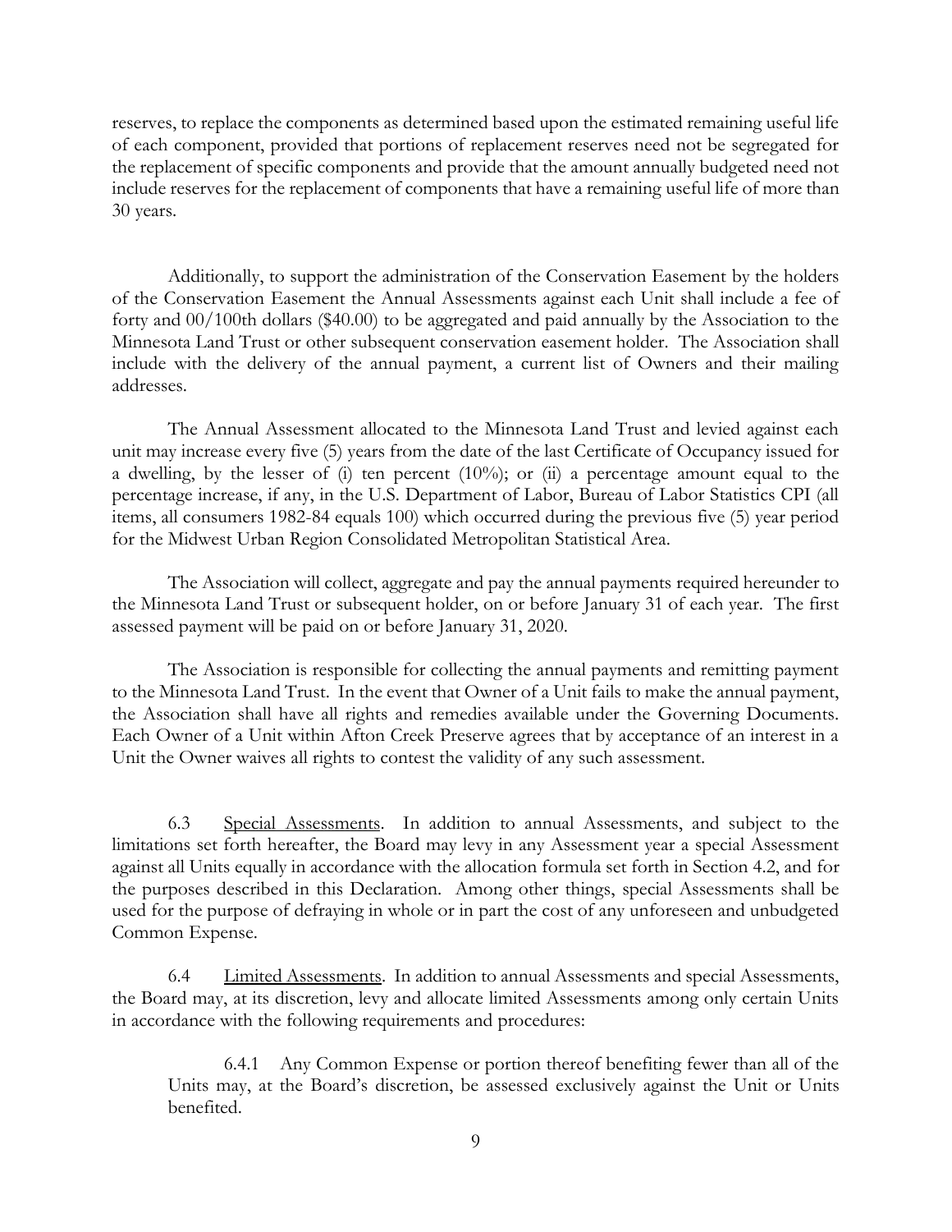reserves, to replace the components as determined based upon the estimated remaining useful life of each component, provided that portions of replacement reserves need not be segregated for the replacement of specific components and provide that the amount annually budgeted need not include reserves for the replacement of components that have a remaining useful life of more than 30 years.

Additionally, to support the administration of the Conservation Easement by the holders of the Conservation Easement the Annual Assessments against each Unit shall include a fee of forty and 00/100th dollars ($40.00) to be aggregated and paid annually by the Association to the Minnesota Land Trust or other subsequent conservation easement holder. The Association shall include with the delivery of the annual payment, a current list of Owners and their mailing addresses.

The Annual Assessment allocated to the Minnesota Land Trust and levied against each unit may increase every five (5) years from the date of the last Certificate of Occupancy issued for a dwelling, by the lesser of (i) ten percent (10%); or (ii) a percentage amount equal to the percentage increase, if any, in the U.S. Department of Labor, Bureau of Labor Statistics CPI (all items, all consumers 1982-84 equals 100) which occurred during the previous five (5) year period for the Midwest Urban Region Consolidated Metropolitan Statistical Area.

The Association will collect, aggregate and pay the annual payments required hereunder to the Minnesota Land Trust or subsequent holder, on or before January 31 of each year. The first assessed payment will be paid on or before January 31, 2020.

The Association is responsible for collecting the annual payments and remitting payment to the Minnesota Land Trust. In the event that Owner of a Unit fails to make the annual payment, the Association shall have all rights and remedies available under the Governing Documents. Each Owner of a Unit within Afton Creek Preserve agrees that by acceptance of an interest in a Unit the Owner waives all rights to contest the validity of any such assessment.

6.3 Special Assessments. In addition to annual Assessments, and subject to the limitations set forth hereafter, the Board may levy in any Assessment year a special Assessment against all Units equally in accordance with the allocation formula set forth in Section 4.2, and for the purposes described in this Declaration. Among other things, special Assessments shall be used for the purpose of defraying in whole or in part the cost of any unforeseen and unbudgeted Common Expense.

6.4 Limited Assessments. In addition to annual Assessments and special Assessments, the Board may, at its discretion, levy and allocate limited Assessments among only certain Units in accordance with the following requirements and procedures:

6.4.1 Any Common Expense or portion thereof benefiting fewer than all of the Units may, at the Board's discretion, be assessed exclusively against the Unit or Units benefited.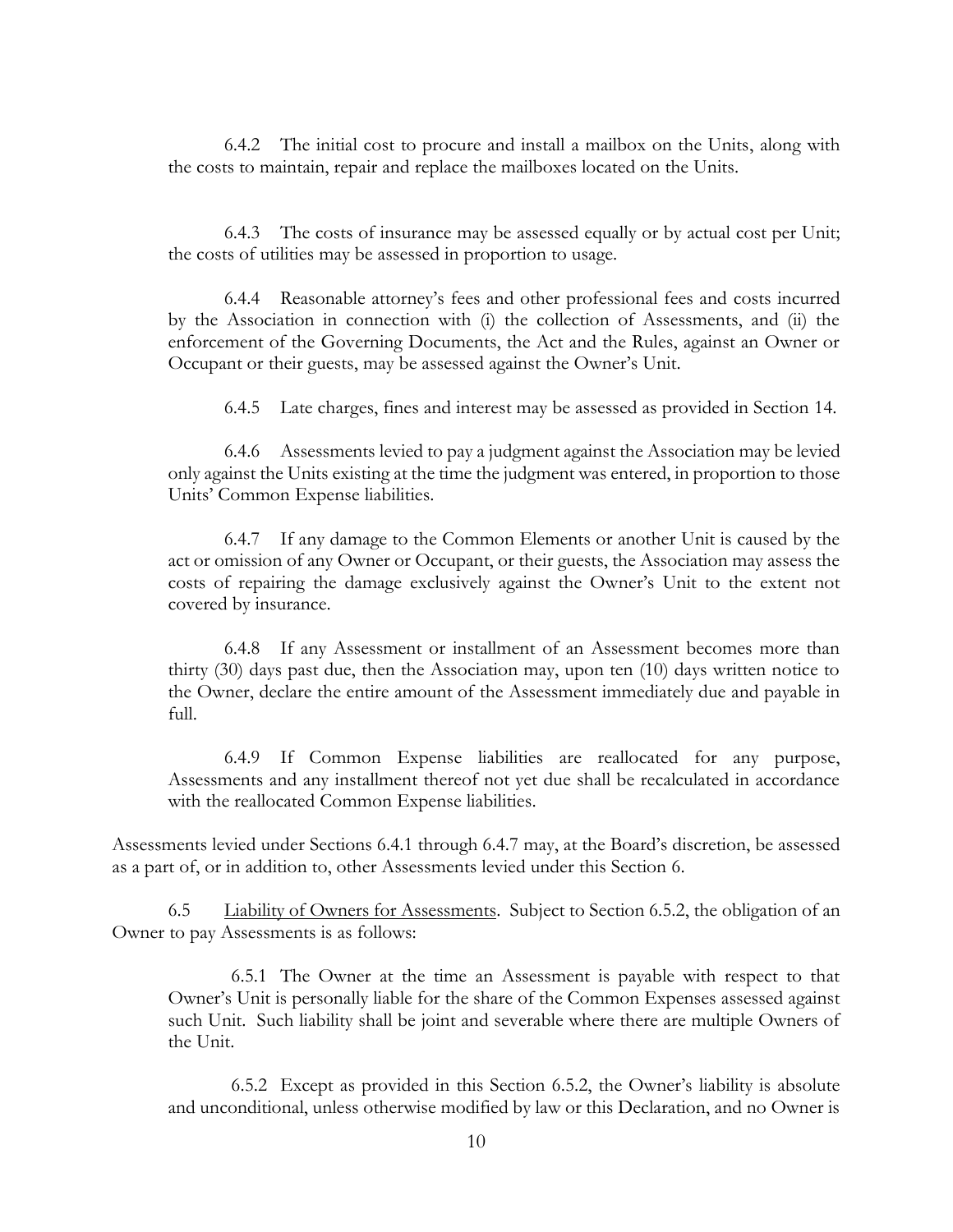6.4.2 The initial cost to procure and install a mailbox on the Units, along with the costs to maintain, repair and replace the mailboxes located on the Units.

6.4.3 The costs of insurance may be assessed equally or by actual cost per Unit; the costs of utilities may be assessed in proportion to usage.

6.4.4 Reasonable attorney's fees and other professional fees and costs incurred by the Association in connection with (i) the collection of Assessments, and (ii) the enforcement of the Governing Documents, the Act and the Rules, against an Owner or Occupant or their guests, may be assessed against the Owner's Unit.

6.4.5 Late charges, fines and interest may be assessed as provided in Section 14.

6.4.6 Assessments levied to pay a judgment against the Association may be levied only against the Units existing at the time the judgment was entered, in proportion to those Units' Common Expense liabilities.

6.4.7 If any damage to the Common Elements or another Unit is caused by the act or omission of any Owner or Occupant, or their guests, the Association may assess the costs of repairing the damage exclusively against the Owner's Unit to the extent not covered by insurance.

6.4.8 If any Assessment or installment of an Assessment becomes more than thirty (30) days past due, then the Association may, upon ten (10) days written notice to the Owner, declare the entire amount of the Assessment immediately due and payable in full.

6.4.9 If Common Expense liabilities are reallocated for any purpose, Assessments and any installment thereof not yet due shall be recalculated in accordance with the reallocated Common Expense liabilities.

Assessments levied under Sections 6.4.1 through 6.4.7 may, at the Board's discretion, be assessed as a part of, or in addition to, other Assessments levied under this Section 6.

6.5 Liability of Owners for Assessments. Subject to Section 6.5.2, the obligation of an Owner to pay Assessments is as follows:

6.5.1 The Owner at the time an Assessment is payable with respect to that Owner's Unit is personally liable for the share of the Common Expenses assessed against such Unit. Such liability shall be joint and severable where there are multiple Owners of the Unit.

6.5.2 Except as provided in this Section 6.5.2, the Owner's liability is absolute and unconditional, unless otherwise modified by law or this Declaration, and no Owner is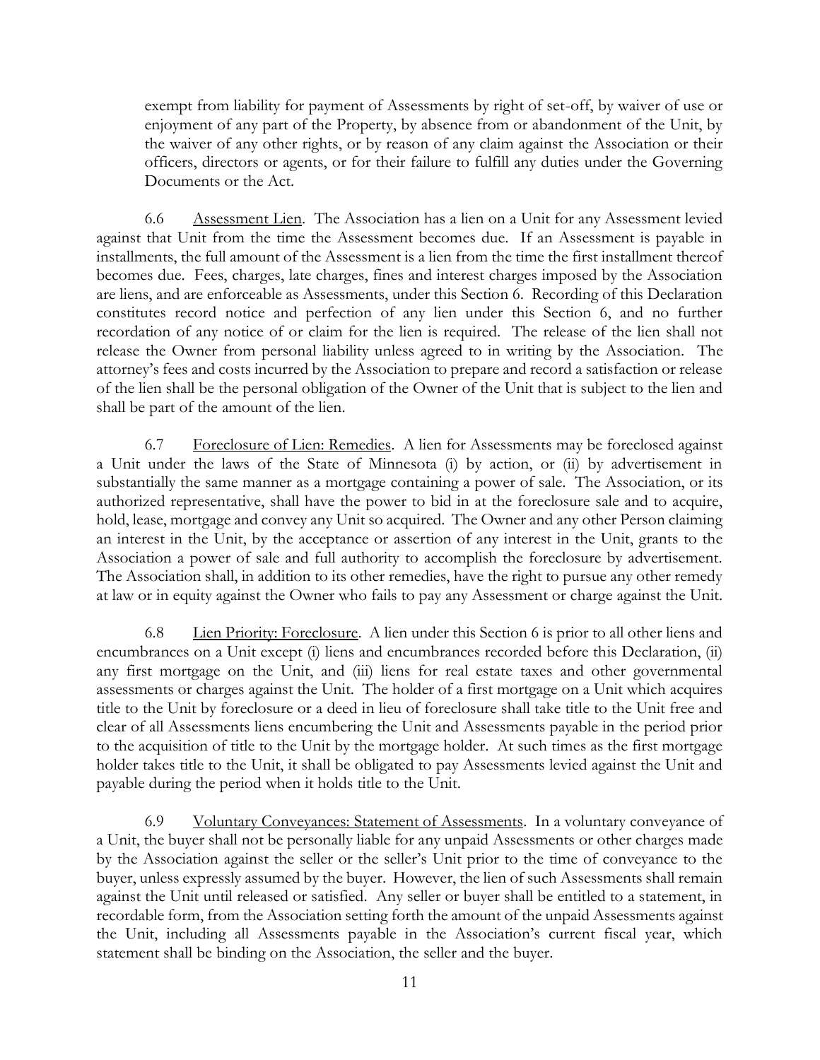exempt from liability for payment of Assessments by right of set-off, by waiver of use or enjoyment of any part of the Property, by absence from or abandonment of the Unit, by the waiver of any other rights, or by reason of any claim against the Association or their officers, directors or agents, or for their failure to fulfill any duties under the Governing Documents or the Act.

6.6 Assessment Lien. The Association has a lien on a Unit for any Assessment levied against that Unit from the time the Assessment becomes due. If an Assessment is payable in installments, the full amount of the Assessment is a lien from the time the first installment thereof becomes due. Fees, charges, late charges, fines and interest charges imposed by the Association are liens, and are enforceable as Assessments, under this Section 6. Recording of this Declaration constitutes record notice and perfection of any lien under this Section 6, and no further recordation of any notice of or claim for the lien is required. The release of the lien shall not release the Owner from personal liability unless agreed to in writing by the Association. The attorney's fees and costs incurred by the Association to prepare and record a satisfaction or release of the lien shall be the personal obligation of the Owner of the Unit that is subject to the lien and shall be part of the amount of the lien.

6.7 Foreclosure of Lien: Remedies. A lien for Assessments may be foreclosed against a Unit under the laws of the State of Minnesota (i) by action, or (ii) by advertisement in substantially the same manner as a mortgage containing a power of sale. The Association, or its authorized representative, shall have the power to bid in at the foreclosure sale and to acquire, hold, lease, mortgage and convey any Unit so acquired. The Owner and any other Person claiming an interest in the Unit, by the acceptance or assertion of any interest in the Unit, grants to the Association a power of sale and full authority to accomplish the foreclosure by advertisement. The Association shall, in addition to its other remedies, have the right to pursue any other remedy at law or in equity against the Owner who fails to pay any Assessment or charge against the Unit.

6.8 Lien Priority: Foreclosure. A lien under this Section 6 is prior to all other liens and encumbrances on a Unit except (i) liens and encumbrances recorded before this Declaration, (ii) any first mortgage on the Unit, and (iii) liens for real estate taxes and other governmental assessments or charges against the Unit. The holder of a first mortgage on a Unit which acquires title to the Unit by foreclosure or a deed in lieu of foreclosure shall take title to the Unit free and clear of all Assessments liens encumbering the Unit and Assessments payable in the period prior to the acquisition of title to the Unit by the mortgage holder. At such times as the first mortgage holder takes title to the Unit, it shall be obligated to pay Assessments levied against the Unit and payable during the period when it holds title to the Unit.

6.9 Voluntary Conveyances: Statement of Assessments. In a voluntary conveyance of a Unit, the buyer shall not be personally liable for any unpaid Assessments or other charges made by the Association against the seller or the seller's Unit prior to the time of conveyance to the buyer, unless expressly assumed by the buyer. However, the lien of such Assessments shall remain against the Unit until released or satisfied. Any seller or buyer shall be entitled to a statement, in recordable form, from the Association setting forth the amount of the unpaid Assessments against the Unit, including all Assessments payable in the Association's current fiscal year, which statement shall be binding on the Association, the seller and the buyer.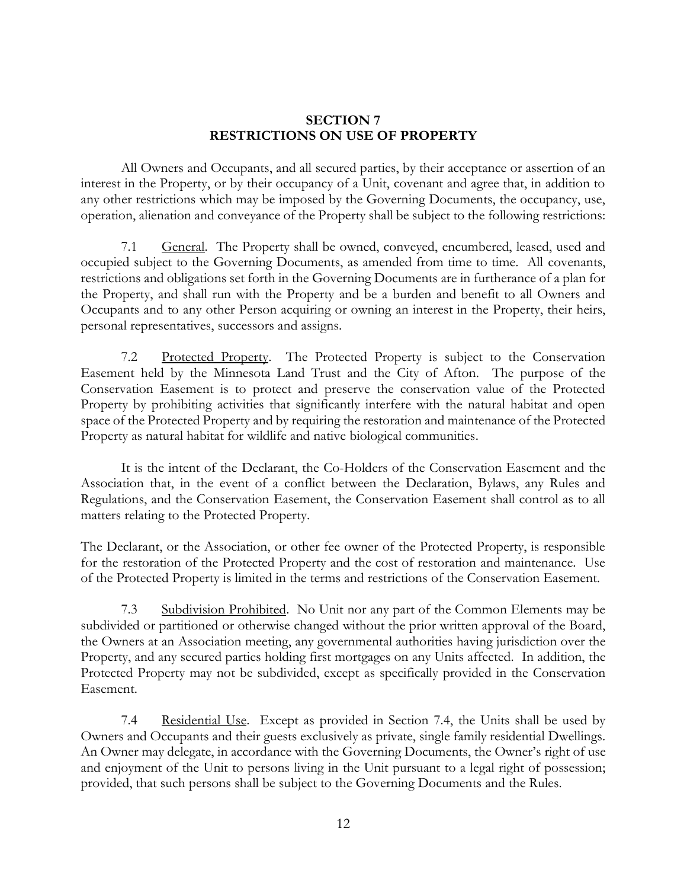## SECTION 7
## RESTRICTIONS ON USE OF PROPERTY

All Owners and Occupants, and all secured parties, by their acceptance or assertion of an interest in the Property, or by their occupancy of a Unit, covenant and agree that, in addition to any other restrictions which may be imposed by the Governing Documents, the occupancy, use, operation, alienation and conveyance of the Property shall be subject to the following restrictions:

7.1 General. The Property shall be owned, conveyed, encumbered, leased, used and occupied subject to the Governing Documents, as amended from time to time. All covenants, restrictions and obligations set forth in the Governing Documents are in furtherance of a plan for the Property, and shall run with the Property and be a burden and benefit to all Owners and Occupants and to any other Person acquiring or owning an interest in the Property, their heirs, personal representatives, successors and assigns.

7.2 Protected Property. The Protected Property is subject to the Conservation Easement held by the Minnesota Land Trust and the City of Afton. The purpose of the Conservation Easement is to protect and preserve the conservation value of the Protected Property by prohibiting activities that significantly interfere with the natural habitat and open space of the Protected Property and by requiring the restoration and maintenance of the Protected Property as natural habitat for wildlife and native biological communities.

It is the intent of the Declarant, the Co-Holders of the Conservation Easement and the Association that, in the event of a conflict between the Declaration, Bylaws, any Rules and Regulations, and the Conservation Easement, the Conservation Easement shall control as to all matters relating to the Protected Property.

The Declarant, or the Association, or other fee owner of the Protected Property, is responsible for the restoration of the Protected Property and the cost of restoration and maintenance. Use of the Protected Property is limited in the terms and restrictions of the Conservation Easement.

7.3 Subdivision Prohibited. No Unit nor any part of the Common Elements may be subdivided or partitioned or otherwise changed without the prior written approval of the Board, the Owners at an Association meeting, any governmental authorities having jurisdiction over the Property, and any secured parties holding first mortgages on any Units affected. In addition, the Protected Property may not be subdivided, except as specifically provided in the Conservation Easement.

7.4 Residential Use. Except as provided in Section 7.4, the Units shall be used by Owners and Occupants and their guests exclusively as private, single family residential Dwellings. An Owner may delegate, in accordance with the Governing Documents, the Owner's right of use and enjoyment of the Unit to persons living in the Unit pursuant to a legal right of possession; provided, that such persons shall be subject to the Governing Documents and the Rules.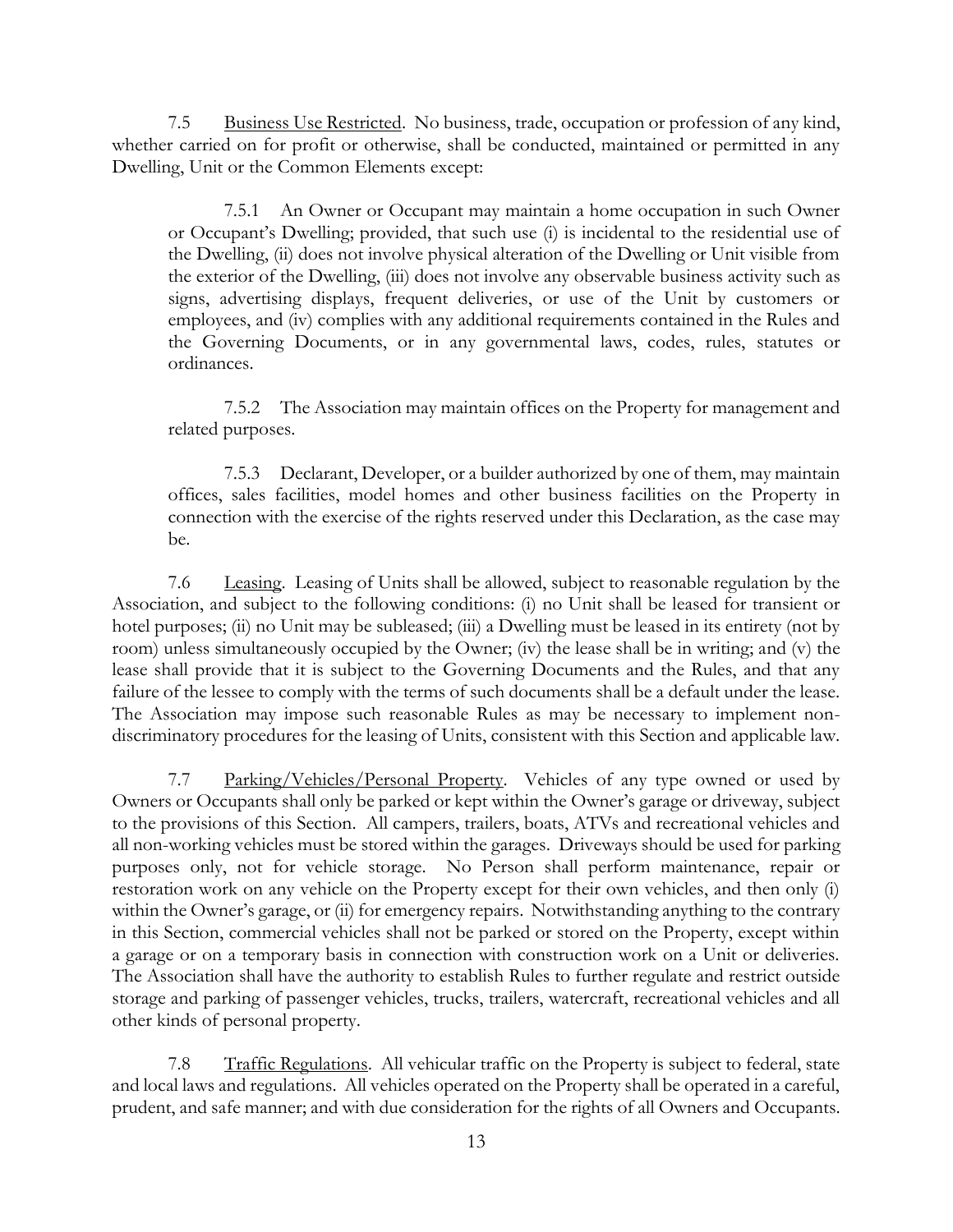7.5 Business Use Restricted. No business, trade, occupation or profession of any kind, whether carried on for profit or otherwise, shall be conducted, maintained or permitted in any Dwelling, Unit or the Common Elements except:

> 7.5.1 An Owner or Occupant may maintain a home occupation in such Owner or Occupant's Dwelling; provided, that such use (i) is incidental to the residential use of the Dwelling, (ii) does not involve physical alteration of the Dwelling or Unit visible from the exterior of the Dwelling, (iii) does not involve any observable business activity such as signs, advertising displays, frequent deliveries, or use of the Unit by customers or employees, and (iv) complies with any additional requirements contained in the Rules and the Governing Documents, or in any governmental laws, codes, rules, statutes or ordinances.
>
> 7.5.2 The Association may maintain offices on the Property for management and related purposes.
>
> 7.5.3 Declarant, Developer, or a builder authorized by one of them, may maintain offices, sales facilities, model homes and other business facilities on the Property in connection with the exercise of the rights reserved under this Declaration, as the case may be.

7.6 Leasing. Leasing of Units shall be allowed, subject to reasonable regulation by the Association, and subject to the following conditions: (i) no Unit shall be leased for transient or hotel purposes; (ii) no Unit may be subleased; (iii) a Dwelling must be leased in its entirety (not by room) unless simultaneously occupied by the Owner; (iv) the lease shall be in writing; and (v) the lease shall provide that it is subject to the Governing Documents and the Rules, and that any failure of the lessee to comply with the terms of such documents shall be a default under the lease. The Association may impose such reasonable Rules as may be necessary to implement non-discriminatory procedures for the leasing of Units, consistent with this Section and applicable law.

7.7 Parking/Vehicles/Personal Property. Vehicles of any type owned or used by Owners or Occupants shall only be parked or kept within the Owner's garage or driveway, subject to the provisions of this Section. All campers, trailers, boats, ATVs and recreational vehicles and all non-working vehicles must be stored within the garages. Driveways should be used for parking purposes only, not for vehicle storage. No Person shall perform maintenance, repair or restoration work on any vehicle on the Property except for their own vehicles, and then only (i) within the Owner's garage, or (ii) for emergency repairs. Notwithstanding anything to the contrary in this Section, commercial vehicles shall not be parked or stored on the Property, except within a garage or on a temporary basis in connection with construction work on a Unit or deliveries. The Association shall have the authority to establish Rules to further regulate and restrict outside storage and parking of passenger vehicles, trucks, trailers, watercraft, recreational vehicles and all other kinds of personal property.

7.8 Traffic Regulations. All vehicular traffic on the Property is subject to federal, state and local laws and regulations. All vehicles operated on the Property shall be operated in a careful, prudent, and safe manner; and with due consideration for the rights of all Owners and Occupants.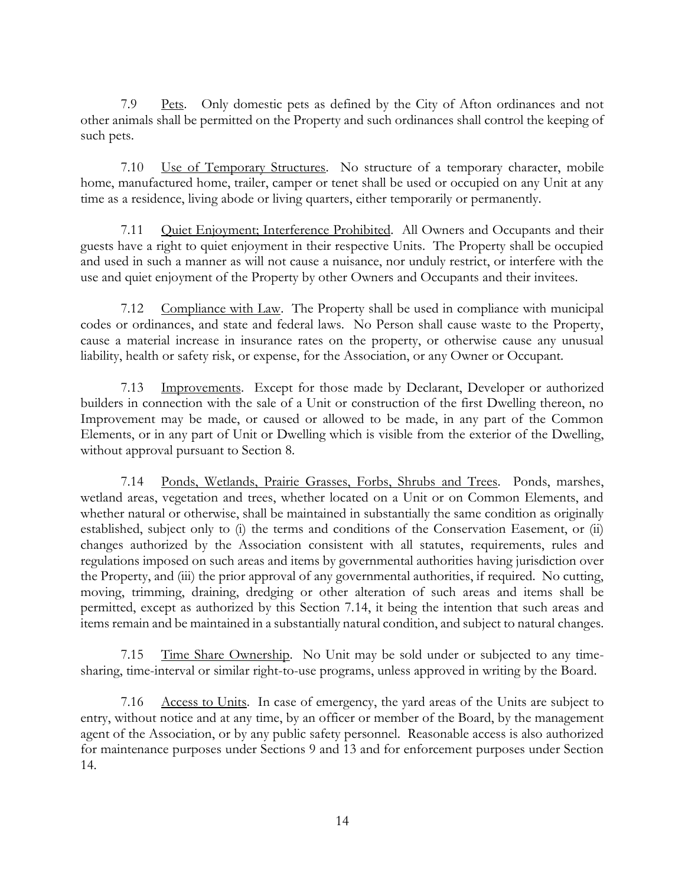7.9 Pets. Only domestic pets as defined by the City of Afton ordinances and not other animals shall be permitted on the Property and such ordinances shall control the keeping of such pets.

7.10 Use of Temporary Structures. No structure of a temporary character, mobile home, manufactured home, trailer, camper or tenet shall be used or occupied on any Unit at any time as a residence, living abode or living quarters, either temporarily or permanently.

7.11 Quiet Enjoyment; Interference Prohibited. All Owners and Occupants and their guests have a right to quiet enjoyment in their respective Units. The Property shall be occupied and used in such a manner as will not cause a nuisance, nor unduly restrict, or interfere with the use and quiet enjoyment of the Property by other Owners and Occupants and their invitees.

7.12 Compliance with Law. The Property shall be used in compliance with municipal codes or ordinances, and state and federal laws. No Person shall cause waste to the Property, cause a material increase in insurance rates on the property, or otherwise cause any unusual liability, health or safety risk, or expense, for the Association, or any Owner or Occupant.

7.13 Improvements. Except for those made by Declarant, Developer or authorized builders in connection with the sale of a Unit or construction of the first Dwelling thereon, no Improvement may be made, or caused or allowed to be made, in any part of the Common Elements, or in any part of Unit or Dwelling which is visible from the exterior of the Dwelling, without approval pursuant to Section 8.

7.14 Ponds, Wetlands, Prairie Grasses, Forbs, Shrubs and Trees. Ponds, marshes, wetland areas, vegetation and trees, whether located on a Unit or on Common Elements, and whether natural or otherwise, shall be maintained in substantially the same condition as originally established, subject only to (i) the terms and conditions of the Conservation Easement, or (ii) changes authorized by the Association consistent with all statutes, requirements, rules and regulations imposed on such areas and items by governmental authorities having jurisdiction over the Property, and (iii) the prior approval of any governmental authorities, if required. No cutting, moving, trimming, draining, dredging or other alteration of such areas and items shall be permitted, except as authorized by this Section 7.14, it being the intention that such areas and items remain and be maintained in a substantially natural condition, and subject to natural changes.

7.15 Time Share Ownership. No Unit may be sold under or subjected to any time-sharing, time-interval or similar right-to-use programs, unless approved in writing by the Board.

7.16 Access to Units. In case of emergency, the yard areas of the Units are subject to entry, without notice and at any time, by an officer or member of the Board, by the management agent of the Association, or by any public safety personnel. Reasonable access is also authorized for maintenance purposes under Sections 9 and 13 and for enforcement purposes under Section 14.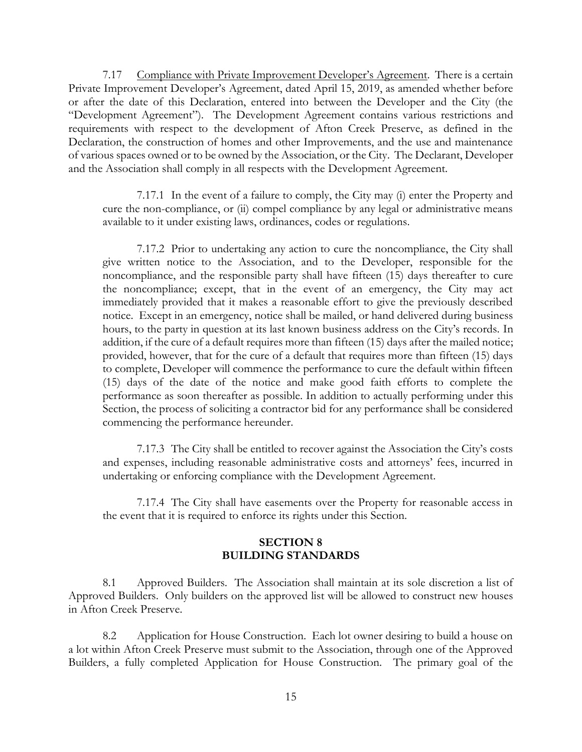7.17 <u>Compliance with Private Improvement Developer's Agreement</u>. There is a certain Private Improvement Developer's Agreement, dated April 15, 2019, as amended whether before or after the date of this Declaration, entered into between the Developer and the City (the "Development Agreement"). The Development Agreement contains various restrictions and requirements with respect to the development of Afton Creek Preserve, as defined in the Declaration, the construction of homes and other Improvements, and the use and maintenance of various spaces owned or to be owned by the Association, or the City. The Declarant, Developer and the Association shall comply in all respects with the Development Agreement.

7.17.1 In the event of a failure to comply, the City may (i) enter the Property and cure the non-compliance, or (ii) compel compliance by any legal or administrative means available to it under existing laws, ordinances, codes or regulations.

7.17.2 Prior to undertaking any action to cure the noncompliance, the City shall give written notice to the Association, and to the Developer, responsible for the noncompliance, and the responsible party shall have fifteen (15) days thereafter to cure the noncompliance; except, that in the event of an emergency, the City may act immediately provided that it makes a reasonable effort to give the previously described notice. Except in an emergency, notice shall be mailed, or hand delivered during business hours, to the party in question at its last known business address on the City's records. In addition, if the cure of a default requires more than fifteen (15) days after the mailed notice; provided, however, that for the cure of a default that requires more than fifteen (15) days to complete, Developer will commence the performance to cure the default within fifteen (15) days of the date of the notice and make good faith efforts to complete the performance as soon thereafter as possible. In addition to actually performing under this Section, the process of soliciting a contractor bid for any performance shall be considered commencing the performance hereunder.

7.17.3 The City shall be entitled to recover against the Association the City's costs and expenses, including reasonable administrative costs and attorneys' fees, incurred in undertaking or enforcing compliance with the Development Agreement.

7.17.4 The City shall have easements over the Property for reasonable access in the event that it is required to enforce its rights under this Section.

## SECTION 8
## BUILDING STANDARDS

8.1 Approved Builders. The Association shall maintain at its sole discretion a list of Approved Builders. Only builders on the approved list will be allowed to construct new houses in Afton Creek Preserve.

8.2 Application for House Construction. Each lot owner desiring to build a house on a lot within Afton Creek Preserve must submit to the Association, through one of the Approved Builders, a fully completed Application for House Construction. The primary goal of the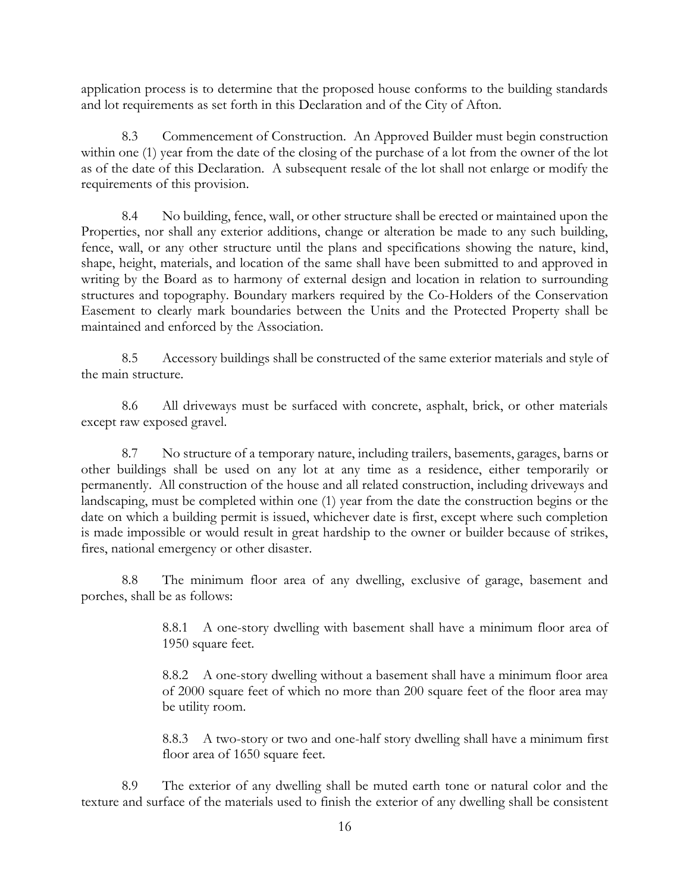application process is to determine that the proposed house conforms to the building standards and lot requirements as set forth in this Declaration and of the City of Afton.

8.3 Commencement of Construction. An Approved Builder must begin construction within one (1) year from the date of the closing of the purchase of a lot from the owner of the lot as of the date of this Declaration. A subsequent resale of the lot shall not enlarge or modify the requirements of this provision.

8.4 No building, fence, wall, or other structure shall be erected or maintained upon the Properties, nor shall any exterior additions, change or alteration be made to any such building, fence, wall, or any other structure until the plans and specifications showing the nature, kind, shape, height, materials, and location of the same shall have been submitted to and approved in writing by the Board as to harmony of external design and location in relation to surrounding structures and topography. Boundary markers required by the Co-Holders of the Conservation Easement to clearly mark boundaries between the Units and the Protected Property shall be maintained and enforced by the Association.

8.5 Accessory buildings shall be constructed of the same exterior materials and style of the main structure.

8.6 All driveways must be surfaced with concrete, asphalt, brick, or other materials except raw exposed gravel.

8.7 No structure of a temporary nature, including trailers, basements, garages, barns or other buildings shall be used on any lot at any time as a residence, either temporarily or permanently. All construction of the house and all related construction, including driveways and landscaping, must be completed within one (1) year from the date the construction begins or the date on which a building permit is issued, whichever date is first, except where such completion is made impossible or would result in great hardship to the owner or builder because of strikes, fires, national emergency or other disaster.

8.8 The minimum floor area of any dwelling, exclusive of garage, basement and porches, shall be as follows:

> 8.8.1 A one-story dwelling with basement shall have a minimum floor area of 1950 square feet.
>
> 8.8.2 A one-story dwelling without a basement shall have a minimum floor area of 2000 square feet of which no more than 200 square feet of the floor area may be utility room.
>
> 8.8.3 A two-story or two and one-half story dwelling shall have a minimum first floor area of 1650 square feet.

8.9 The exterior of any dwelling shall be muted earth tone or natural color and the texture and surface of the materials used to finish the exterior of any dwelling shall be consistent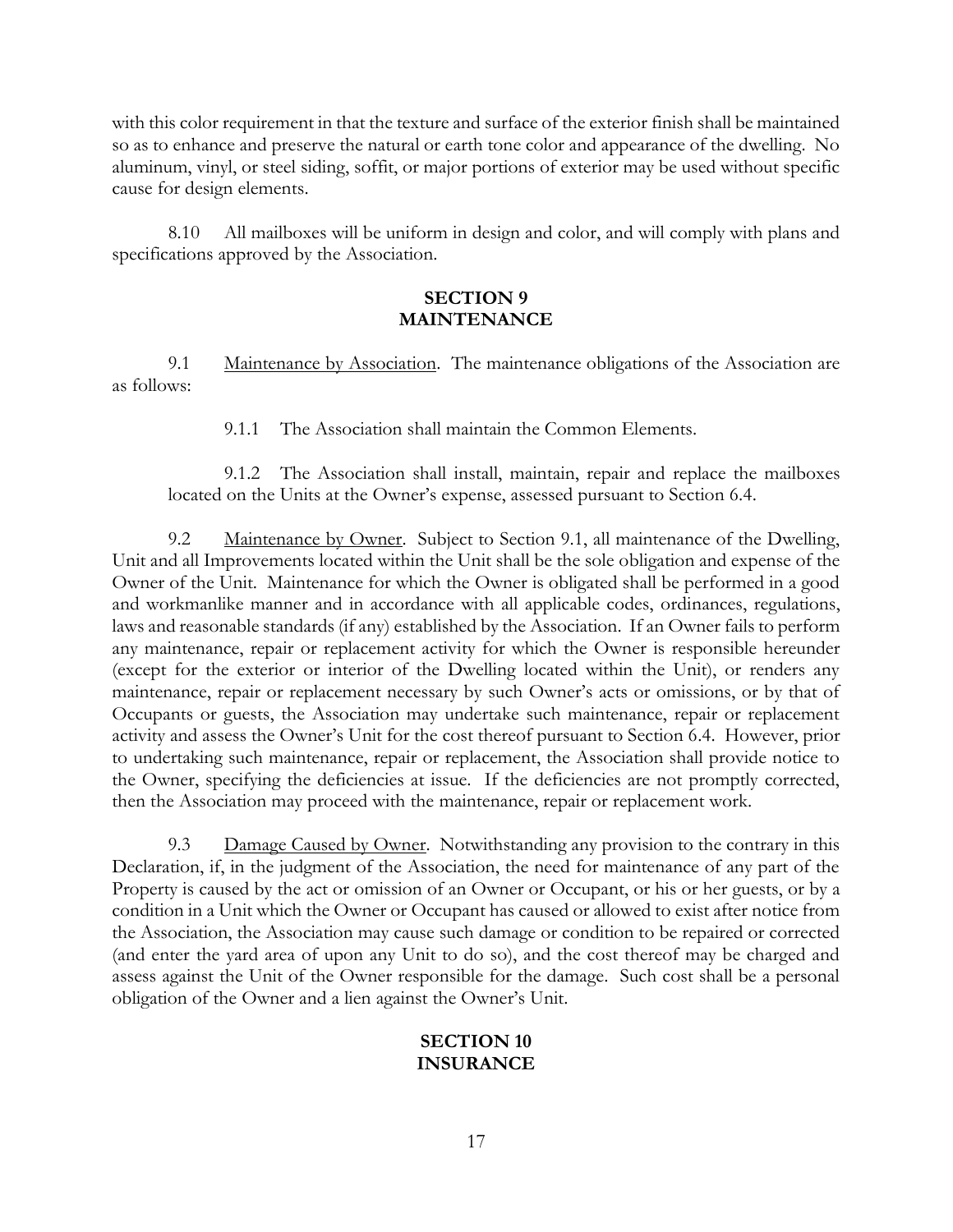with this color requirement in that the texture and surface of the exterior finish shall be maintained so as to enhance and preserve the natural or earth tone color and appearance of the dwelling. No aluminum, vinyl, or steel siding, soffit, or major portions of exterior may be used without specific cause for design elements.

8.10 All mailboxes will be uniform in design and color, and will comply with plans and specifications approved by the Association.

## SECTION 9
## MAINTENANCE

9.1 Maintenance by Association. The maintenance obligations of the Association are as follows:

9.1.1 The Association shall maintain the Common Elements.

9.1.2 The Association shall install, maintain, repair and replace the mailboxes located on the Units at the Owner's expense, assessed pursuant to Section 6.4.

9.2 Maintenance by Owner. Subject to Section 9.1, all maintenance of the Dwelling, Unit and all Improvements located within the Unit shall be the sole obligation and expense of the Owner of the Unit. Maintenance for which the Owner is obligated shall be performed in a good and workmanlike manner and in accordance with all applicable codes, ordinances, regulations, laws and reasonable standards (if any) established by the Association. If an Owner fails to perform any maintenance, repair or replacement activity for which the Owner is responsible hereunder (except for the exterior or interior of the Dwelling located within the Unit), or renders any maintenance, repair or replacement necessary by such Owner's acts or omissions, or by that of Occupants or guests, the Association may undertake such maintenance, repair or replacement activity and assess the Owner's Unit for the cost thereof pursuant to Section 6.4. However, prior to undertaking such maintenance, repair or replacement, the Association shall provide notice to the Owner, specifying the deficiencies at issue. If the deficiencies are not promptly corrected, then the Association may proceed with the maintenance, repair or replacement work.

9.3 Damage Caused by Owner. Notwithstanding any provision to the contrary in this Declaration, if, in the judgment of the Association, the need for maintenance of any part of the Property is caused by the act or omission of an Owner or Occupant, or his or her guests, or by a condition in a Unit which the Owner or Occupant has caused or allowed to exist after notice from the Association, the Association may cause such damage or condition to be repaired or corrected (and enter the yard area of upon any Unit to do so), and the cost thereof may be charged and assess against the Unit of the Owner responsible for the damage. Such cost shall be a personal obligation of the Owner and a lien against the Owner's Unit.

## SECTION 10
## INSURANCE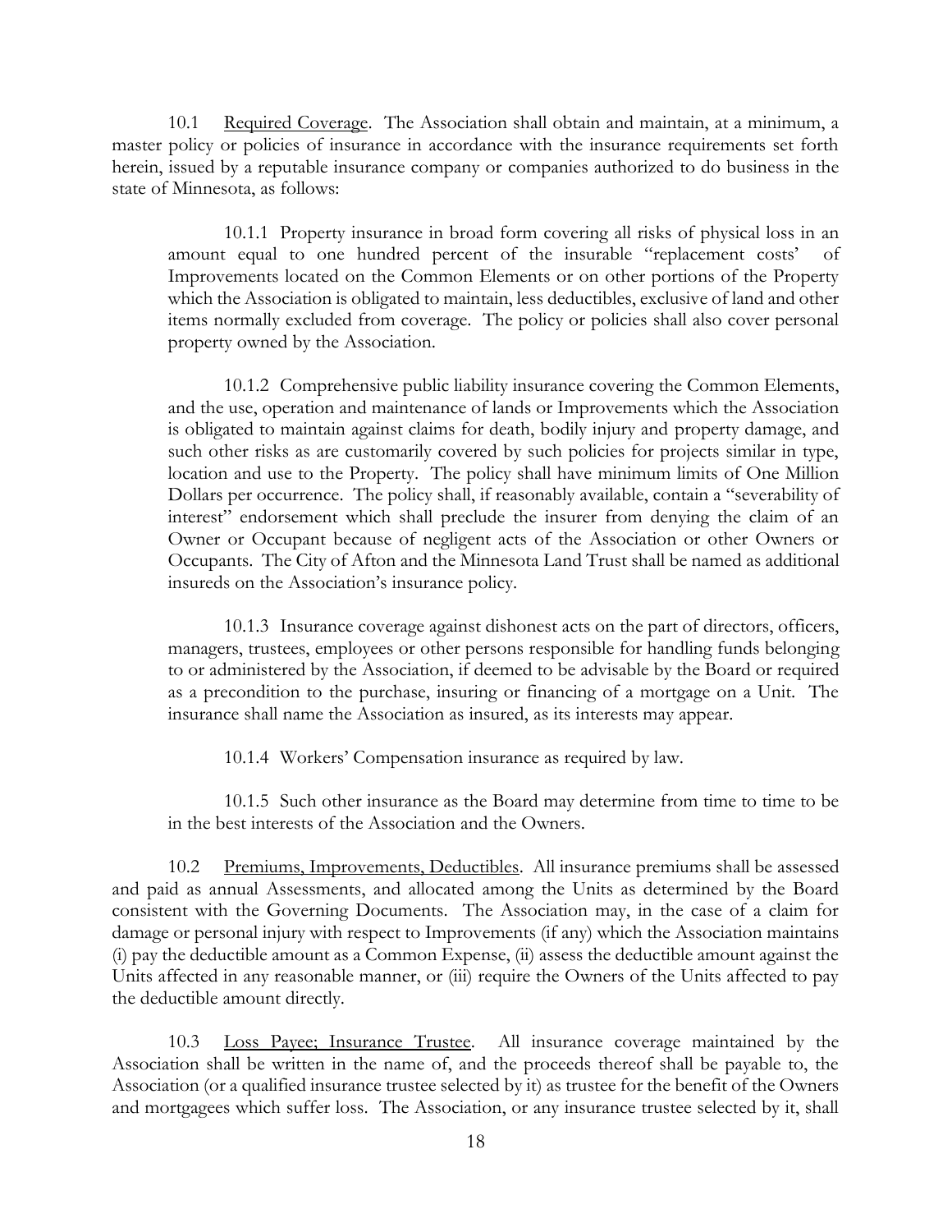10.1 Required Coverage. The Association shall obtain and maintain, at a minimum, a master policy or policies of insurance in accordance with the insurance requirements set forth herein, issued by a reputable insurance company or companies authorized to do business in the state of Minnesota, as follows:

10.1.1 Property insurance in broad form covering all risks of physical loss in an amount equal to one hundred percent of the insurable "replacement costs' of Improvements located on the Common Elements or on other portions of the Property which the Association is obligated to maintain, less deductibles, exclusive of land and other items normally excluded from coverage. The policy or policies shall also cover personal property owned by the Association.

10.1.2 Comprehensive public liability insurance covering the Common Elements, and the use, operation and maintenance of lands or Improvements which the Association is obligated to maintain against claims for death, bodily injury and property damage, and such other risks as are customarily covered by such policies for projects similar in type, location and use to the Property. The policy shall have minimum limits of One Million Dollars per occurrence. The policy shall, if reasonably available, contain a "severability of interest" endorsement which shall preclude the insurer from denying the claim of an Owner or Occupant because of negligent acts of the Association or other Owners or Occupants. The City of Afton and the Minnesota Land Trust shall be named as additional insureds on the Association's insurance policy.

10.1.3 Insurance coverage against dishonest acts on the part of directors, officers, managers, trustees, employees or other persons responsible for handling funds belonging to or administered by the Association, if deemed to be advisable by the Board or required as a precondition to the purchase, insuring or financing of a mortgage on a Unit. The insurance shall name the Association as insured, as its interests may appear.

10.1.4 Workers' Compensation insurance as required by law.

10.1.5 Such other insurance as the Board may determine from time to time to be in the best interests of the Association and the Owners.

10.2 Premiums, Improvements, Deductibles. All insurance premiums shall be assessed and paid as annual Assessments, and allocated among the Units as determined by the Board consistent with the Governing Documents. The Association may, in the case of a claim for damage or personal injury with respect to Improvements (if any) which the Association maintains (i) pay the deductible amount as a Common Expense, (ii) assess the deductible amount against the Units affected in any reasonable manner, or (iii) require the Owners of the Units affected to pay the deductible amount directly.

10.3 Loss Payee; Insurance Trustee. All insurance coverage maintained by the Association shall be written in the name of, and the proceeds thereof shall be payable to, the Association (or a qualified insurance trustee selected by it) as trustee for the benefit of the Owners and mortgagees which suffer loss. The Association, or any insurance trustee selected by it, shall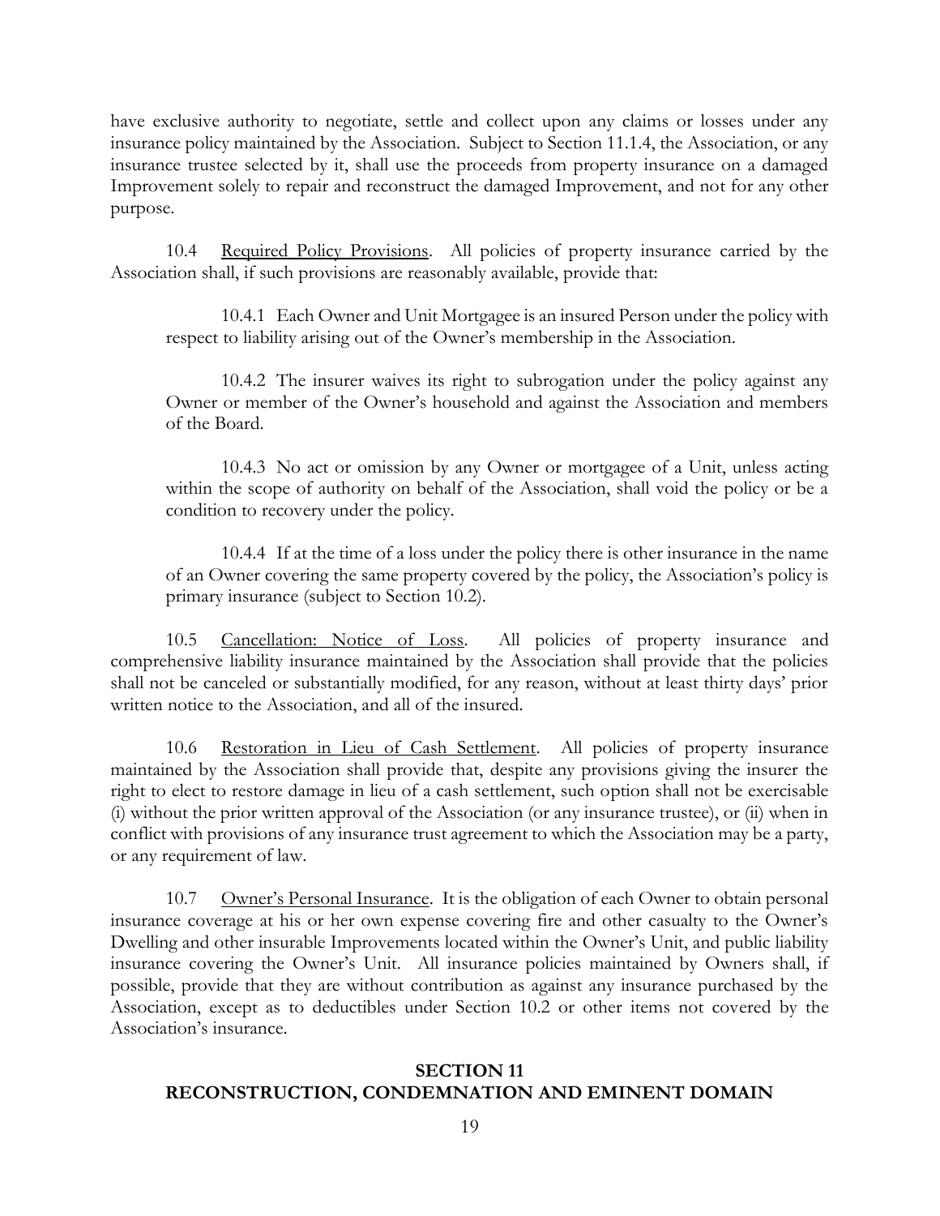have exclusive authority to negotiate, settle and collect upon any claims or losses under any insurance policy maintained by the Association. Subject to Section 11.1.4, the Association, or any insurance trustee selected by it, shall use the proceeds from property insurance on a damaged Improvement solely to repair and reconstruct the damaged Improvement, and not for any other purpose.

10.4 Required Policy Provisions. All policies of property insurance carried by the Association shall, if such provisions are reasonably available, provide that:

10.4.1 Each Owner and Unit Mortgagee is an insured Person under the policy with respect to liability arising out of the Owner's membership in the Association.

10.4.2 The insurer waives its right to subrogation under the policy against any Owner or member of the Owner's household and against the Association and members of the Board.

10.4.3 No act or omission by any Owner or mortgagee of a Unit, unless acting within the scope of authority on behalf of the Association, shall void the policy or be a condition to recovery under the policy.

10.4.4 If at the time of a loss under the policy there is other insurance in the name of an Owner covering the same property covered by the policy, the Association's policy is primary insurance (subject to Section 10.2).

10.5 Cancellation: Notice of Loss. All policies of property insurance and comprehensive liability insurance maintained by the Association shall provide that the policies shall not be canceled or substantially modified, for any reason, without at least thirty days' prior written notice to the Association, and all of the insured.

10.6 Restoration in Lieu of Cash Settlement. All policies of property insurance maintained by the Association shall provide that, despite any provisions giving the insurer the right to elect to restore damage in lieu of a cash settlement, such option shall not be exercisable (i) without the prior written approval of the Association (or any insurance trustee), or (ii) when in conflict with provisions of any insurance trust agreement to which the Association may be a party, or any requirement of law.

10.7 Owner's Personal Insurance. It is the obligation of each Owner to obtain personal insurance coverage at his or her own expense covering fire and other casualty to the Owner's Dwelling and other insurable Improvements located within the Owner's Unit, and public liability insurance covering the Owner's Unit. All insurance policies maintained by Owners shall, if possible, provide that they are without contribution as against any insurance purchased by the Association, except as to deductibles under Section 10.2 or other items not covered by the Association's insurance.

## SECTION 11
## RECONSTRUCTION, CONDEMNATION AND EMINENT DOMAIN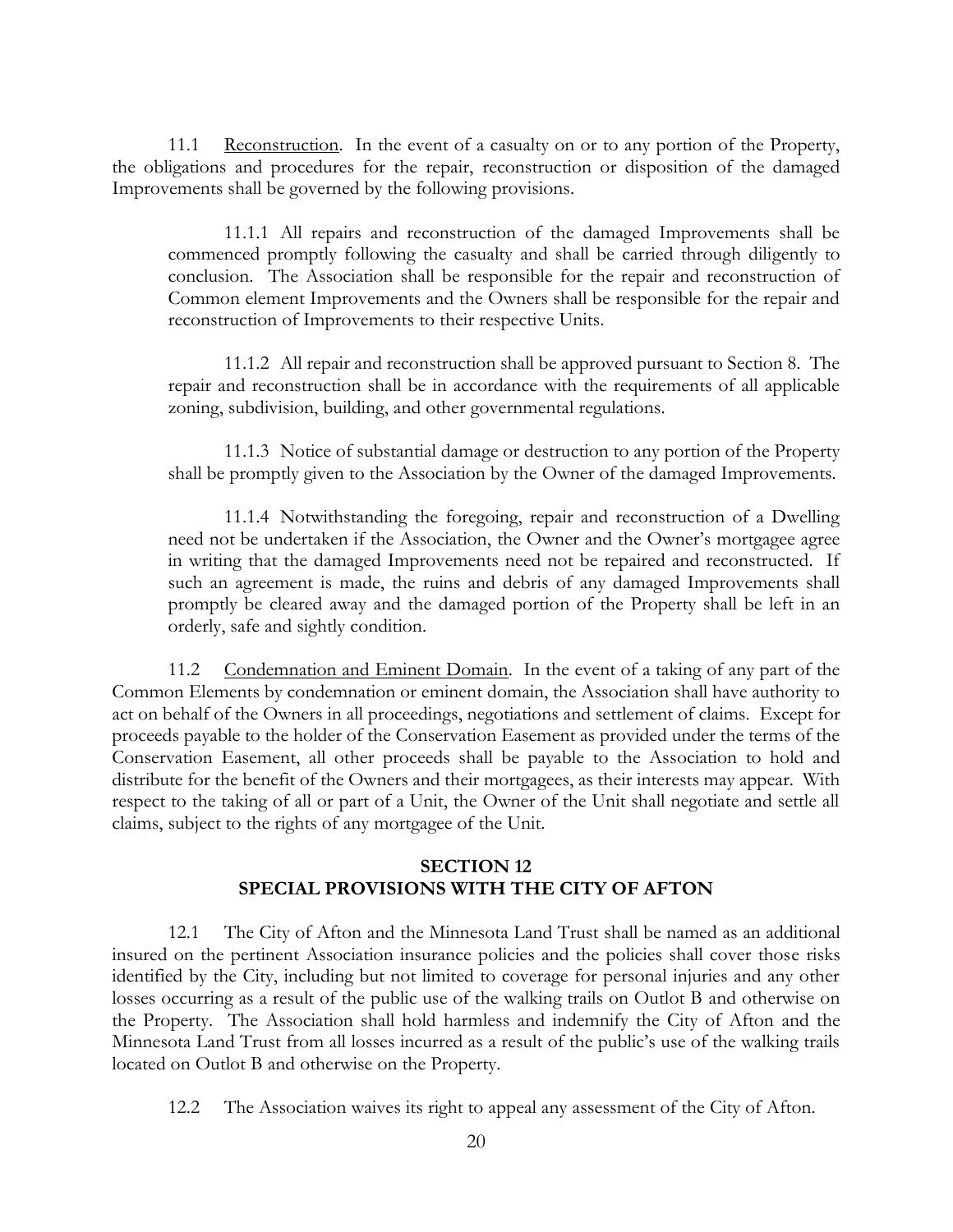11.1 Reconstruction. In the event of a casualty on or to any portion of the Property, the obligations and procedures for the repair, reconstruction or disposition of the damaged Improvements shall be governed by the following provisions.

11.1.1 All repairs and reconstruction of the damaged Improvements shall be commenced promptly following the casualty and shall be carried through diligently to conclusion. The Association shall be responsible for the repair and reconstruction of Common element Improvements and the Owners shall be responsible for the repair and reconstruction of Improvements to their respective Units.

11.1.2 All repair and reconstruction shall be approved pursuant to Section 8. The repair and reconstruction shall be in accordance with the requirements of all applicable zoning, subdivision, building, and other governmental regulations.

11.1.3 Notice of substantial damage or destruction to any portion of the Property shall be promptly given to the Association by the Owner of the damaged Improvements.

11.1.4 Notwithstanding the foregoing, repair and reconstruction of a Dwelling need not be undertaken if the Association, the Owner and the Owner's mortgagee agree in writing that the damaged Improvements need not be repaired and reconstructed. If such an agreement is made, the ruins and debris of any damaged Improvements shall promptly be cleared away and the damaged portion of the Property shall be left in an orderly, safe and sightly condition.

11.2 Condemnation and Eminent Domain. In the event of a taking of any part of the Common Elements by condemnation or eminent domain, the Association shall have authority to act on behalf of the Owners in all proceedings, negotiations and settlement of claims. Except for proceeds payable to the holder of the Conservation Easement as provided under the terms of the Conservation Easement, all other proceeds shall be payable to the Association to hold and distribute for the benefit of the Owners and their mortgagees, as their interests may appear. With respect to the taking of all or part of a Unit, the Owner of the Unit shall negotiate and settle all claims, subject to the rights of any mortgagee of the Unit.

## SECTION 12
## SPECIAL PROVISIONS WITH THE CITY OF AFTON

12.1 The City of Afton and the Minnesota Land Trust shall be named as an additional insured on the pertinent Association insurance policies and the policies shall cover those risks identified by the City, including but not limited to coverage for personal injuries and any other losses occurring as a result of the public use of the walking trails on Outlot B and otherwise on the Property. The Association shall hold harmless and indemnify the City of Afton and the Minnesota Land Trust from all losses incurred as a result of the public's use of the walking trails located on Outlot B and otherwise on the Property.

12.2 The Association waives its right to appeal any assessment of the City of Afton.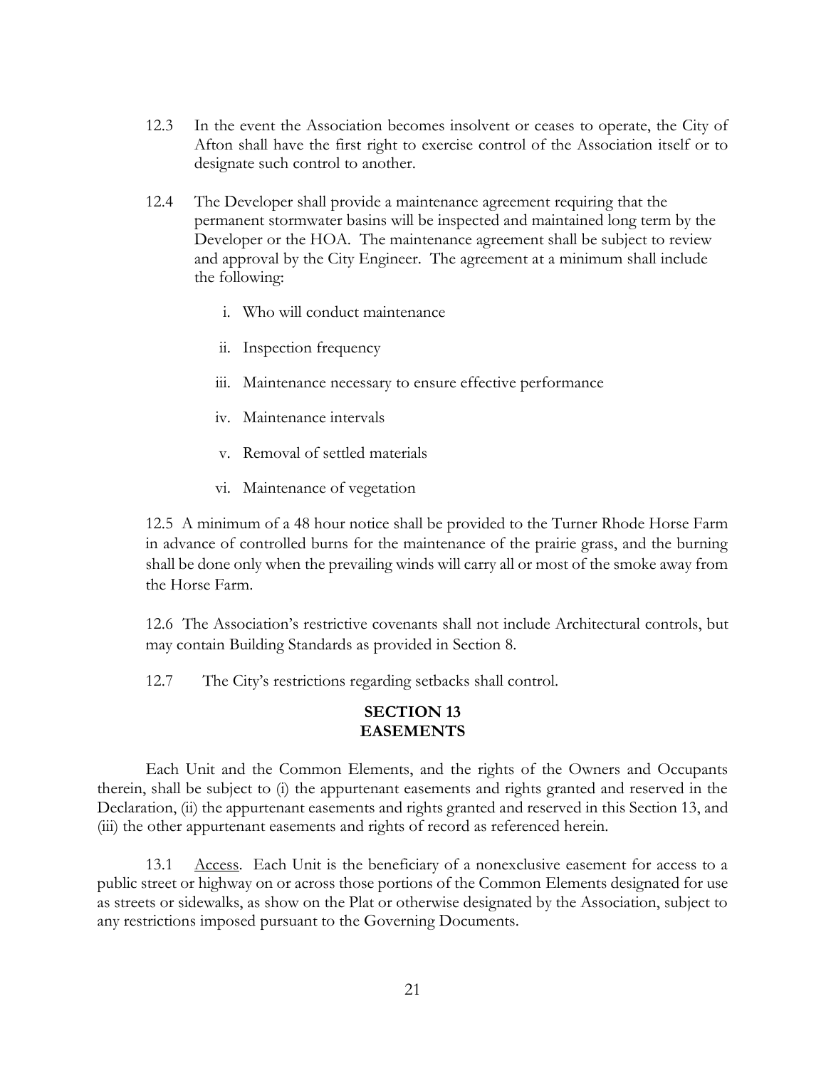12.3 In the event the Association becomes insolvent or ceases to operate, the City of Afton shall have the first right to exercise control of the Association itself or to designate such control to another.

12.4 The Developer shall provide a maintenance agreement requiring that the permanent stormwater basins will be inspected and maintained long term by the Developer or the HOA. The maintenance agreement shall be subject to review and approval by the City Engineer. The agreement at a minimum shall include the following:

i. Who will conduct maintenance

ii. Inspection frequency

iii. Maintenance necessary to ensure effective performance

iv. Maintenance intervals

v. Removal of settled materials

vi. Maintenance of vegetation

12.5 A minimum of a 48 hour notice shall be provided to the Turner Rhode Horse Farm in advance of controlled burns for the maintenance of the prairie grass, and the burning shall be done only when the prevailing winds will carry all or most of the smoke away from the Horse Farm.

12.6 The Association's restrictive covenants shall not include Architectural controls, but may contain Building Standards as provided in Section 8.

12.7 The City's restrictions regarding setbacks shall control.

## SECTION 13
## EASEMENTS

Each Unit and the Common Elements, and the rights of the Owners and Occupants therein, shall be subject to (i) the appurtenant easements and rights granted and reserved in the Declaration, (ii) the appurtenant easements and rights granted and reserved in this Section 13, and (iii) the other appurtenant easements and rights of record as referenced herein.

13.1 Access. Each Unit is the beneficiary of a nonexclusive easement for access to a public street or highway on or across those portions of the Common Elements designated for use as streets or sidewalks, as show on the Plat or otherwise designated by the Association, subject to any restrictions imposed pursuant to the Governing Documents.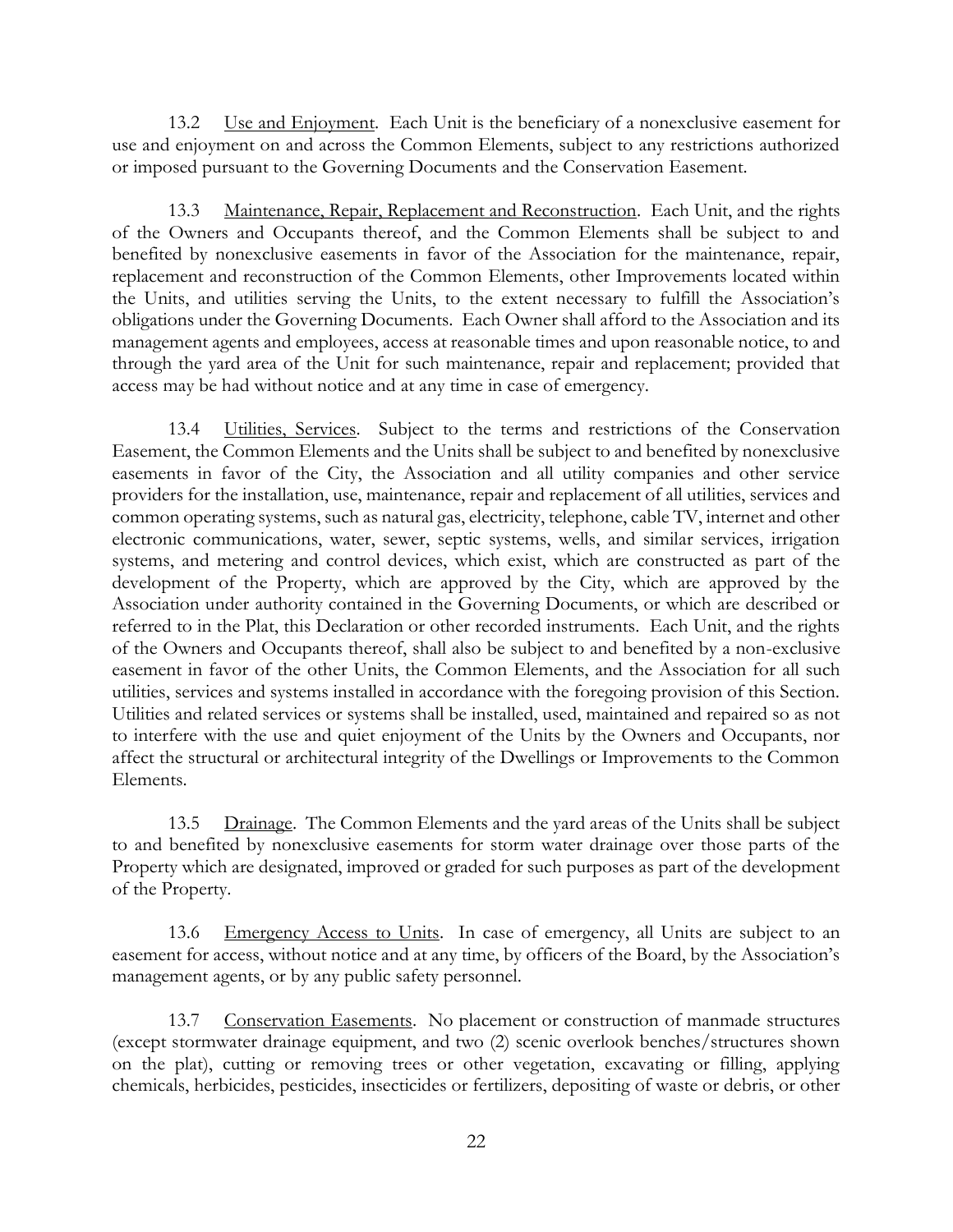13.2 Use and Enjoyment. Each Unit is the beneficiary of a nonexclusive easement for use and enjoyment on and across the Common Elements, subject to any restrictions authorized or imposed pursuant to the Governing Documents and the Conservation Easement.

13.3 Maintenance, Repair, Replacement and Reconstruction. Each Unit, and the rights of the Owners and Occupants thereof, and the Common Elements shall be subject to and benefited by nonexclusive easements in favor of the Association for the maintenance, repair, replacement and reconstruction of the Common Elements, other Improvements located within the Units, and utilities serving the Units, to the extent necessary to fulfill the Association's obligations under the Governing Documents. Each Owner shall afford to the Association and its management agents and employees, access at reasonable times and upon reasonable notice, to and through the yard area of the Unit for such maintenance, repair and replacement; provided that access may be had without notice and at any time in case of emergency.

13.4 Utilities, Services. Subject to the terms and restrictions of the Conservation Easement, the Common Elements and the Units shall be subject to and benefited by nonexclusive easements in favor of the City, the Association and all utility companies and other service providers for the installation, use, maintenance, repair and replacement of all utilities, services and common operating systems, such as natural gas, electricity, telephone, cable TV, internet and other electronic communications, water, sewer, septic systems, wells, and similar services, irrigation systems, and metering and control devices, which exist, which are constructed as part of the development of the Property, which are approved by the City, which are approved by the Association under authority contained in the Governing Documents, or which are described or referred to in the Plat, this Declaration or other recorded instruments. Each Unit, and the rights of the Owners and Occupants thereof, shall also be subject to and benefited by a non-exclusive easement in favor of the other Units, the Common Elements, and the Association for all such utilities, services and systems installed in accordance with the foregoing provision of this Section. Utilities and related services or systems shall be installed, used, maintained and repaired so as not to interfere with the use and quiet enjoyment of the Units by the Owners and Occupants, nor affect the structural or architectural integrity of the Dwellings or Improvements to the Common Elements.

13.5 Drainage. The Common Elements and the yard areas of the Units shall be subject to and benefited by nonexclusive easements for storm water drainage over those parts of the Property which are designated, improved or graded for such purposes as part of the development of the Property.

13.6 Emergency Access to Units. In case of emergency, all Units are subject to an easement for access, without notice and at any time, by officers of the Board, by the Association's management agents, or by any public safety personnel.

13.7 Conservation Easements. No placement or construction of manmade structures (except stormwater drainage equipment, and two (2) scenic overlook benches/structures shown on the plat), cutting or removing trees or other vegetation, excavating or filling, applying chemicals, herbicides, pesticides, insecticides or fertilizers, depositing of waste or debris, or other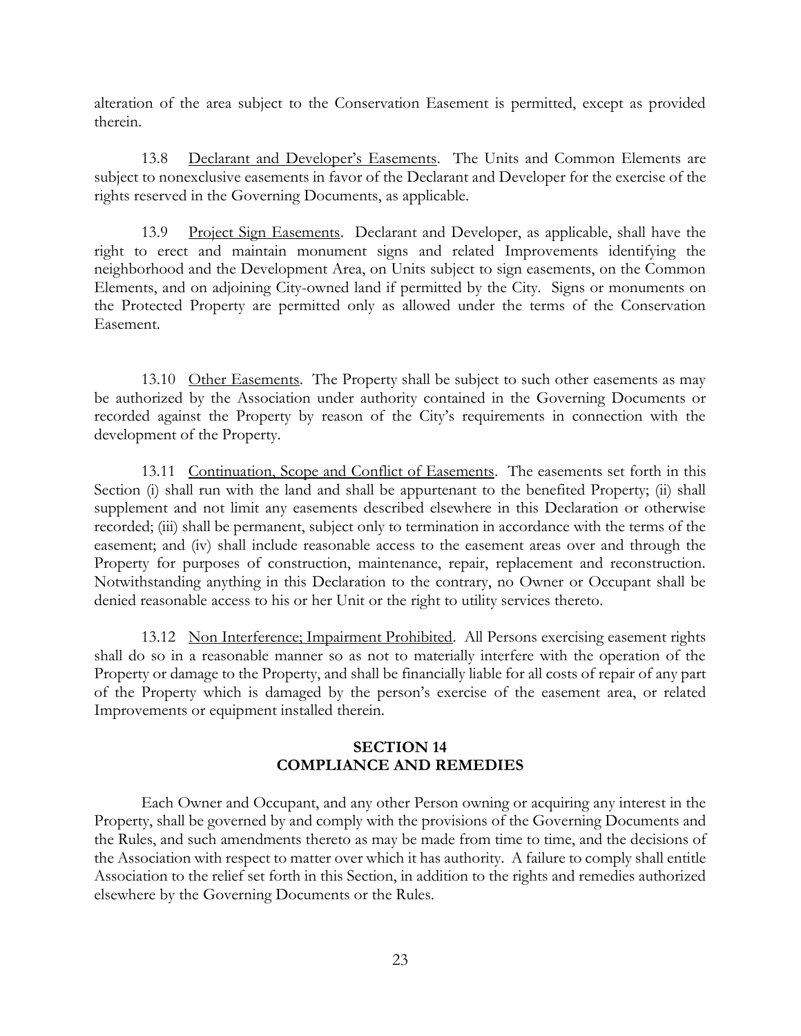alteration of the area subject to the Conservation Easement is permitted, except as provided therein.

13.8 Declarant and Developer's Easements. The Units and Common Elements are subject to nonexclusive easements in favor of the Declarant and Developer for the exercise of the rights reserved in the Governing Documents, as applicable.

13.9 Project Sign Easements. Declarant and Developer, as applicable, shall have the right to erect and maintain monument signs and related Improvements identifying the neighborhood and the Development Area, on Units subject to sign easements, on the Common Elements, and on adjoining City-owned land if permitted by the City. Signs or monuments on the Protected Property are permitted only as allowed under the terms of the Conservation Easement.

13.10 Other Easements. The Property shall be subject to such other easements as may be authorized by the Association under authority contained in the Governing Documents or recorded against the Property by reason of the City's requirements in connection with the development of the Property.

13.11 Continuation, Scope and Conflict of Easements. The easements set forth in this Section (i) shall run with the land and shall be appurtenant to the benefited Property; (ii) shall supplement and not limit any easements described elsewhere in this Declaration or otherwise recorded; (iii) shall be permanent, subject only to termination in accordance with the terms of the easement; and (iv) shall include reasonable access to the easement areas over and through the Property for purposes of construction, maintenance, repair, replacement and reconstruction. Notwithstanding anything in this Declaration to the contrary, no Owner or Occupant shall be denied reasonable access to his or her Unit or the right to utility services thereto.

13.12 Non Interference; Impairment Prohibited. All Persons exercising easement rights shall do so in a reasonable manner so as not to materially interfere with the operation of the Property or damage to the Property, and shall be financially liable for all costs of repair of any part of the Property which is damaged by the person's exercise of the easement area, or related Improvements or equipment installed therein.

## SECTION 14
## COMPLIANCE AND REMEDIES

Each Owner and Occupant, and any other Person owning or acquiring any interest in the Property, shall be governed by and comply with the provisions of the Governing Documents and the Rules, and such amendments thereto as may be made from time to time, and the decisions of the Association with respect to matter over which it has authority. A failure to comply shall entitle Association to the relief set forth in this Section, in addition to the rights and remedies authorized elsewhere by the Governing Documents or the Rules.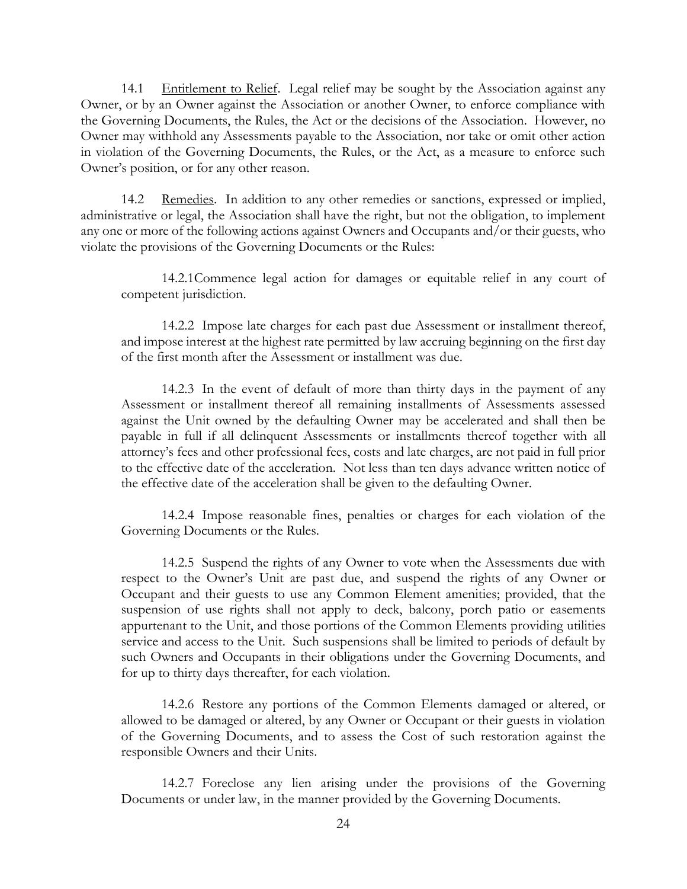14.1 Entitlement to Relief. Legal relief may be sought by the Association against any Owner, or by an Owner against the Association or another Owner, to enforce compliance with the Governing Documents, the Rules, the Act or the decisions of the Association. However, no Owner may withhold any Assessments payable to the Association, nor take or omit other action in violation of the Governing Documents, the Rules, or the Act, as a measure to enforce such Owner's position, or for any other reason.

14.2 Remedies. In addition to any other remedies or sanctions, expressed or implied, administrative or legal, the Association shall have the right, but not the obligation, to implement any one or more of the following actions against Owners and Occupants and/or their guests, who violate the provisions of the Governing Documents or the Rules:

> 14.2.1Commence legal action for damages or equitable relief in any court of competent jurisdiction.
>
> 14.2.2 Impose late charges for each past due Assessment or installment thereof, and impose interest at the highest rate permitted by law accruing beginning on the first day of the first month after the Assessment or installment was due.
>
> 14.2.3 In the event of default of more than thirty days in the payment of any Assessment or installment thereof all remaining installments of Assessments assessed against the Unit owned by the defaulting Owner may be accelerated and shall then be payable in full if all delinquent Assessments or installments thereof together with all attorney's fees and other professional fees, costs and late charges, are not paid in full prior to the effective date of the acceleration. Not less than ten days advance written notice of the effective date of the acceleration shall be given to the defaulting Owner.
>
> 14.2.4 Impose reasonable fines, penalties or charges for each violation of the Governing Documents or the Rules.
>
> 14.2.5 Suspend the rights of any Owner to vote when the Assessments due with respect to the Owner's Unit are past due, and suspend the rights of any Owner or Occupant and their guests to use any Common Element amenities; provided, that the suspension of use rights shall not apply to deck, balcony, porch patio or easements appurtenant to the Unit, and those portions of the Common Elements providing utilities service and access to the Unit. Such suspensions shall be limited to periods of default by such Owners and Occupants in their obligations under the Governing Documents, and for up to thirty days thereafter, for each violation.
>
> 14.2.6 Restore any portions of the Common Elements damaged or altered, or allowed to be damaged or altered, by any Owner or Occupant or their guests in violation of the Governing Documents, and to assess the Cost of such restoration against the responsible Owners and their Units.
>
> 14.2.7 Foreclose any lien arising under the provisions of the Governing Documents or under law, in the manner provided by the Governing Documents.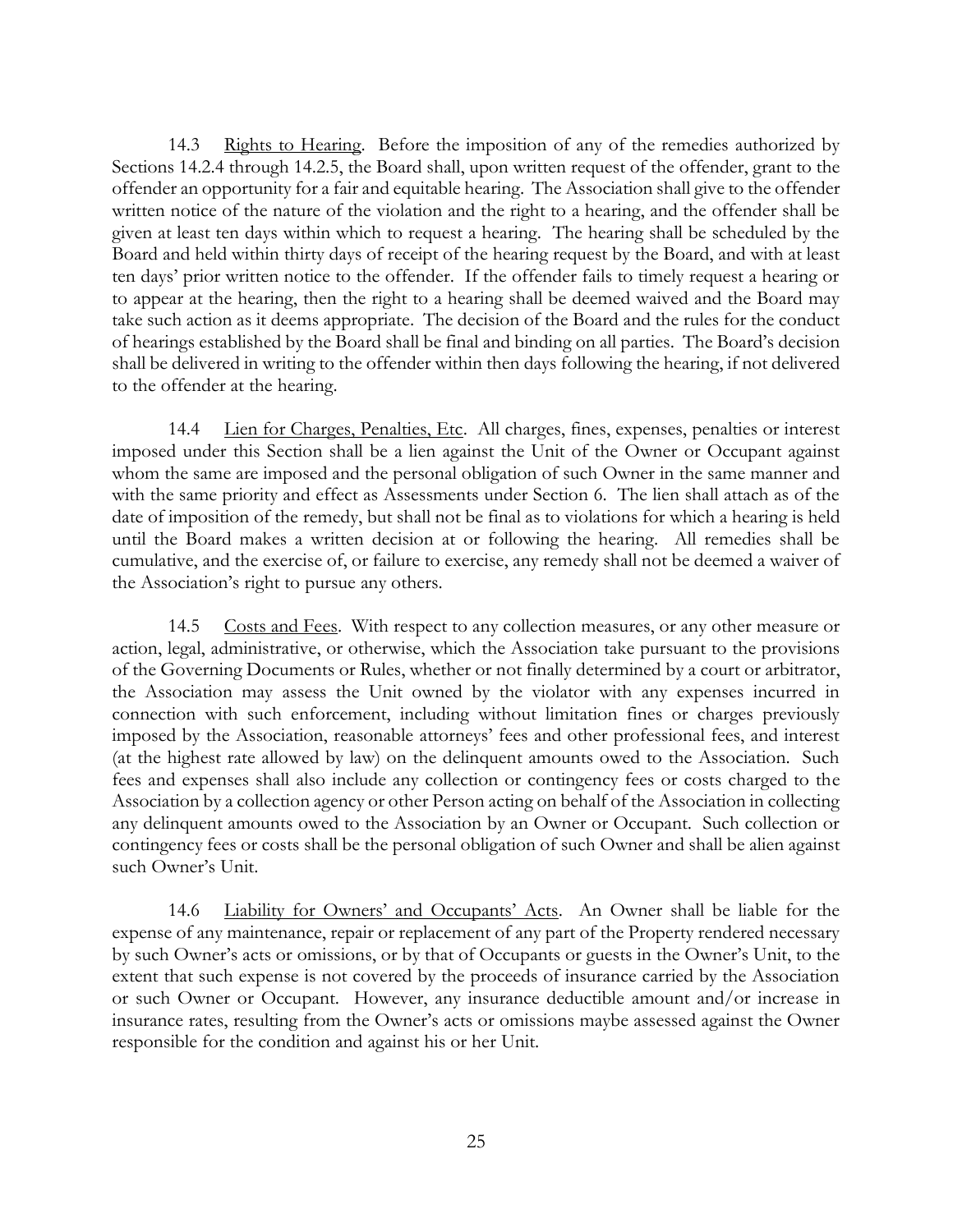14.3 Rights to Hearing. Before the imposition of any of the remedies authorized by Sections 14.2.4 through 14.2.5, the Board shall, upon written request of the offender, grant to the offender an opportunity for a fair and equitable hearing. The Association shall give to the offender written notice of the nature of the violation and the right to a hearing, and the offender shall be given at least ten days within which to request a hearing. The hearing shall be scheduled by the Board and held within thirty days of receipt of the hearing request by the Board, and with at least ten days' prior written notice to the offender. If the offender fails to timely request a hearing or to appear at the hearing, then the right to a hearing shall be deemed waived and the Board may take such action as it deems appropriate. The decision of the Board and the rules for the conduct of hearings established by the Board shall be final and binding on all parties. The Board's decision shall be delivered in writing to the offender within then days following the hearing, if not delivered to the offender at the hearing.

14.4 Lien for Charges, Penalties, Etc. All charges, fines, expenses, penalties or interest imposed under this Section shall be a lien against the Unit of the Owner or Occupant against whom the same are imposed and the personal obligation of such Owner in the same manner and with the same priority and effect as Assessments under Section 6. The lien shall attach as of the date of imposition of the remedy, but shall not be final as to violations for which a hearing is held until the Board makes a written decision at or following the hearing. All remedies shall be cumulative, and the exercise of, or failure to exercise, any remedy shall not be deemed a waiver of the Association's right to pursue any others.

14.5 Costs and Fees. With respect to any collection measures, or any other measure or action, legal, administrative, or otherwise, which the Association take pursuant to the provisions of the Governing Documents or Rules, whether or not finally determined by a court or arbitrator, the Association may assess the Unit owned by the violator with any expenses incurred in connection with such enforcement, including without limitation fines or charges previously imposed by the Association, reasonable attorneys' fees and other professional fees, and interest (at the highest rate allowed by law) on the delinquent amounts owed to the Association. Such fees and expenses shall also include any collection or contingency fees or costs charged to the Association by a collection agency or other Person acting on behalf of the Association in collecting any delinquent amounts owed to the Association by an Owner or Occupant. Such collection or contingency fees or costs shall be the personal obligation of such Owner and shall be alien against such Owner's Unit.

14.6 Liability for Owners' and Occupants' Acts. An Owner shall be liable for the expense of any maintenance, repair or replacement of any part of the Property rendered necessary by such Owner's acts or omissions, or by that of Occupants or guests in the Owner's Unit, to the extent that such expense is not covered by the proceeds of insurance carried by the Association or such Owner or Occupant. However, any insurance deductible amount and/or increase in insurance rates, resulting from the Owner's acts or omissions maybe assessed against the Owner responsible for the condition and against his or her Unit.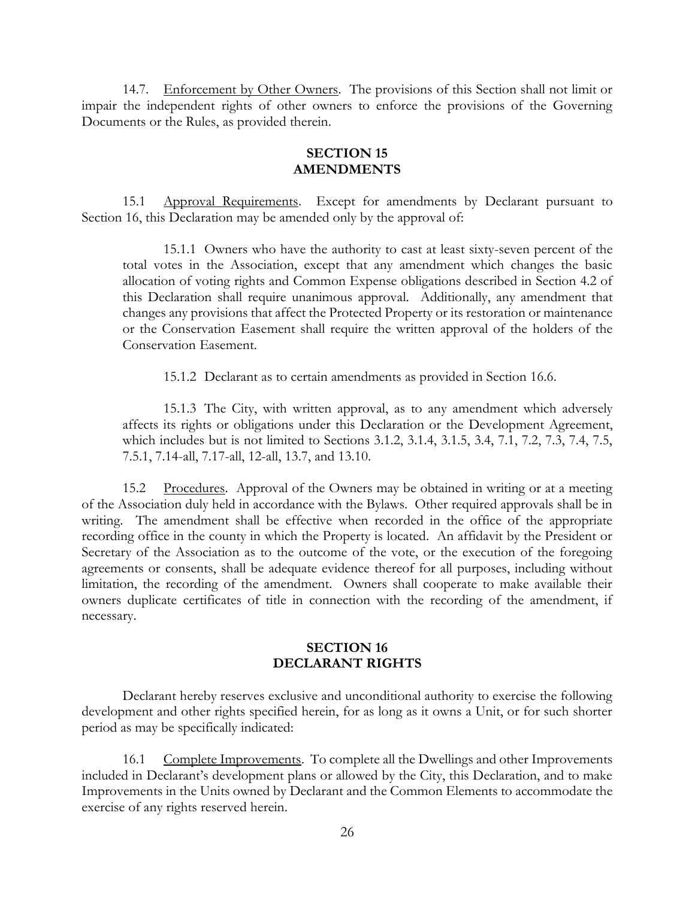14.7. <u>Enforcement by Other Owners</u>. The provisions of this Section shall not limit or impair the independent rights of other owners to enforce the provisions of the Governing Documents or the Rules, as provided therein.

## SECTION 15
## AMENDMENTS

15.1 <u>Approval Requirements</u>. Except for amendments by Declarant pursuant to Section 16, this Declaration may be amended only by the approval of:

15.1.1 Owners who have the authority to cast at least sixty-seven percent of the total votes in the Association, except that any amendment which changes the basic allocation of voting rights and Common Expense obligations described in Section 4.2 of this Declaration shall require unanimous approval. Additionally, any amendment that changes any provisions that affect the Protected Property or its restoration or maintenance or the Conservation Easement shall require the written approval of the holders of the Conservation Easement.

15.1.2 Declarant as to certain amendments as provided in Section 16.6.

15.1.3 The City, with written approval, as to any amendment which adversely affects its rights or obligations under this Declaration or the Development Agreement, which includes but is not limited to Sections 3.1.2, 3.1.4, 3.1.5, 3.4, 7.1, 7.2, 7.3, 7.4, 7.5, 7.5.1, 7.14-all, 7.17-all, 12-all, 13.7, and 13.10.

15.2 <u>Procedures</u>. Approval of the Owners may be obtained in writing or at a meeting of the Association duly held in accordance with the Bylaws. Other required approvals shall be in writing. The amendment shall be effective when recorded in the office of the appropriate recording office in the county in which the Property is located. An affidavit by the President or Secretary of the Association as to the outcome of the vote, or the execution of the foregoing agreements or consents, shall be adequate evidence thereof for all purposes, including without limitation, the recording of the amendment. Owners shall cooperate to make available their owners duplicate certificates of title in connection with the recording of the amendment, if necessary.

## SECTION 16
## DECLARANT RIGHTS

Declarant hereby reserves exclusive and unconditional authority to exercise the following development and other rights specified herein, for as long as it owns a Unit, or for such shorter period as may be specifically indicated:

16.1 <u>Complete Improvements</u>. To complete all the Dwellings and other Improvements included in Declarant's development plans or allowed by the City, this Declaration, and to make Improvements in the Units owned by Declarant and the Common Elements to accommodate the exercise of any rights reserved herein.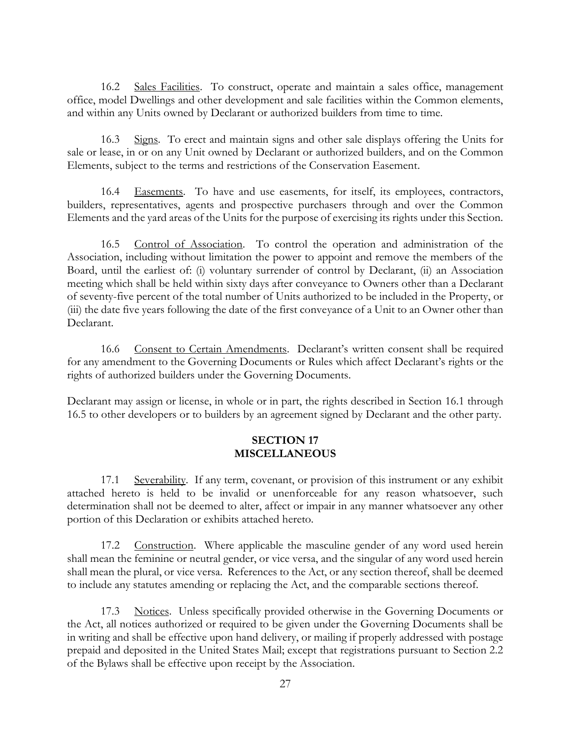16.2 Sales Facilities. To construct, operate and maintain a sales office, management office, model Dwellings and other development and sale facilities within the Common elements, and within any Units owned by Declarant or authorized builders from time to time.

16.3 Signs. To erect and maintain signs and other sale displays offering the Units for sale or lease, in or on any Unit owned by Declarant or authorized builders, and on the Common Elements, subject to the terms and restrictions of the Conservation Easement.

16.4 Easements. To have and use easements, for itself, its employees, contractors, builders, representatives, agents and prospective purchasers through and over the Common Elements and the yard areas of the Units for the purpose of exercising its rights under this Section.

16.5 Control of Association. To control the operation and administration of the Association, including without limitation the power to appoint and remove the members of the Board, until the earliest of: (i) voluntary surrender of control by Declarant, (ii) an Association meeting which shall be held within sixty days after conveyance to Owners other than a Declarant of seventy-five percent of the total number of Units authorized to be included in the Property, or (iii) the date five years following the date of the first conveyance of a Unit to an Owner other than Declarant.

16.6 Consent to Certain Amendments. Declarant's written consent shall be required for any amendment to the Governing Documents or Rules which affect Declarant's rights or the rights of authorized builders under the Governing Documents.

Declarant may assign or license, in whole or in part, the rights described in Section 16.1 through 16.5 to other developers or to builders by an agreement signed by Declarant and the other party.

## SECTION 17
## MISCELLANEOUS

17.1 Severability. If any term, covenant, or provision of this instrument or any exhibit attached hereto is held to be invalid or unenforceable for any reason whatsoever, such determination shall not be deemed to alter, affect or impair in any manner whatsoever any other portion of this Declaration or exhibits attached hereto.

17.2 Construction. Where applicable the masculine gender of any word used herein shall mean the feminine or neutral gender, or vice versa, and the singular of any word used herein shall mean the plural, or vice versa. References to the Act, or any section thereof, shall be deemed to include any statutes amending or replacing the Act, and the comparable sections thereof.

17.3 Notices. Unless specifically provided otherwise in the Governing Documents or the Act, all notices authorized or required to be given under the Governing Documents shall be in writing and shall be effective upon hand delivery, or mailing if properly addressed with postage prepaid and deposited in the United States Mail; except that registrations pursuant to Section 2.2 of the Bylaws shall be effective upon receipt by the Association.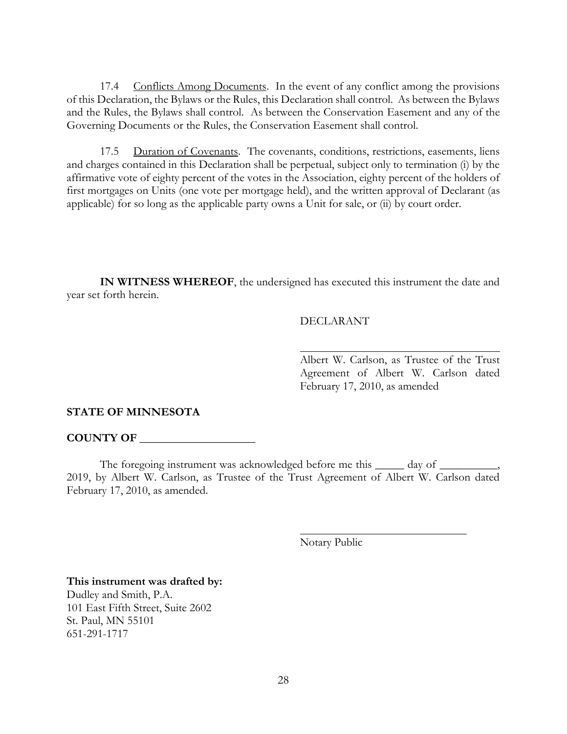17.4 <u>Conflicts Among Documents</u>. In the event of any conflict among the provisions of this Declaration, the Bylaws or the Rules, this Declaration shall control. As between the Bylaws and the Rules, the Bylaws shall control. As between the Conservation Easement and any of the Governing Documents or the Rules, the Conservation Easement shall control.

17.5 <u>Duration of Covenants</u>. The covenants, conditions, restrictions, easements, liens and charges contained in this Declaration shall be perpetual, subject only to termination (i) by the affirmative vote of eighty percent of the votes in the Association, eighty percent of the holders of first mortgages on Units (one vote per mortgage held), and the written approval of Declarant (as applicable) for so long as the applicable party owns a Unit for sale, or (ii) by court order.

**IN WITNESS WHEREOF**, the undersigned has executed this instrument the date and year set forth herein.

DECLARANT

\_\_\_\_\_\_\_\_\_\_\_\_\_\_\_\_\_\_\_\_\_\_\_\_\_\_\_\_\_\_\_\_\_\_\_\_

Albert W. Carlson, as Trustee of the Trust Agreement of Albert W. Carlson dated February 17, 2010, as amended

**STATE OF MINNESOTA**

**COUNTY OF \_\_\_\_\_\_\_\_\_\_\_\_\_\_\_\_\_\_\_\_**

The foregoing instrument was acknowledged before me this \_\_\_\_\_ day of \_\_\_\_\_\_\_\_\_\_, 2019, by Albert W. Carlson, as Trustee of the Trust Agreement of Albert W. Carlson dated February 17, 2010, as amended.

\_\_\_\_\_\_\_\_\_\_\_\_\_\_\_\_\_\_\_\_\_\_\_\_\_\_\_\_\_\_\_\_

Notary Public

**This instrument was drafted by:**
Dudley and Smith, P.A.
101 East Fifth Street, Suite 2602
St. Paul, MN 55101
651-291-1717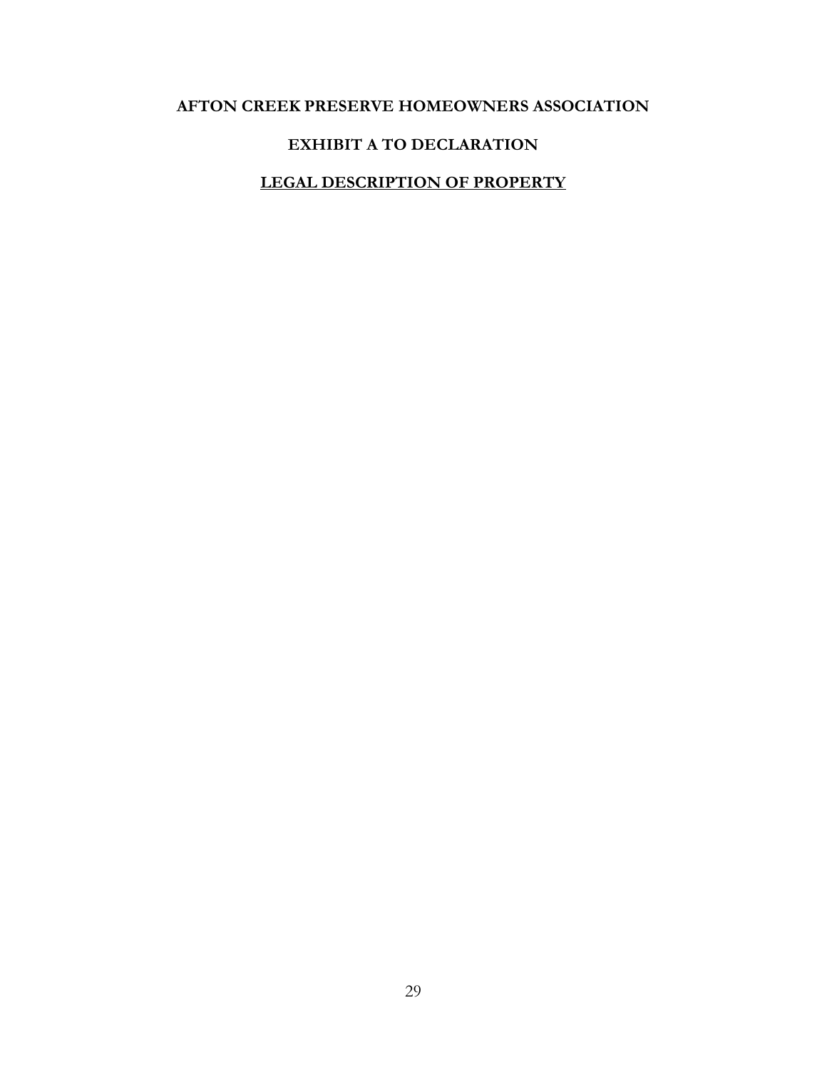**AFTON CREEK PRESERVE HOMEOWNERS ASSOCIATION**

**EXHIBIT A TO DECLARATION**

**<u>LEGAL DESCRIPTION OF PROPERTY</u>**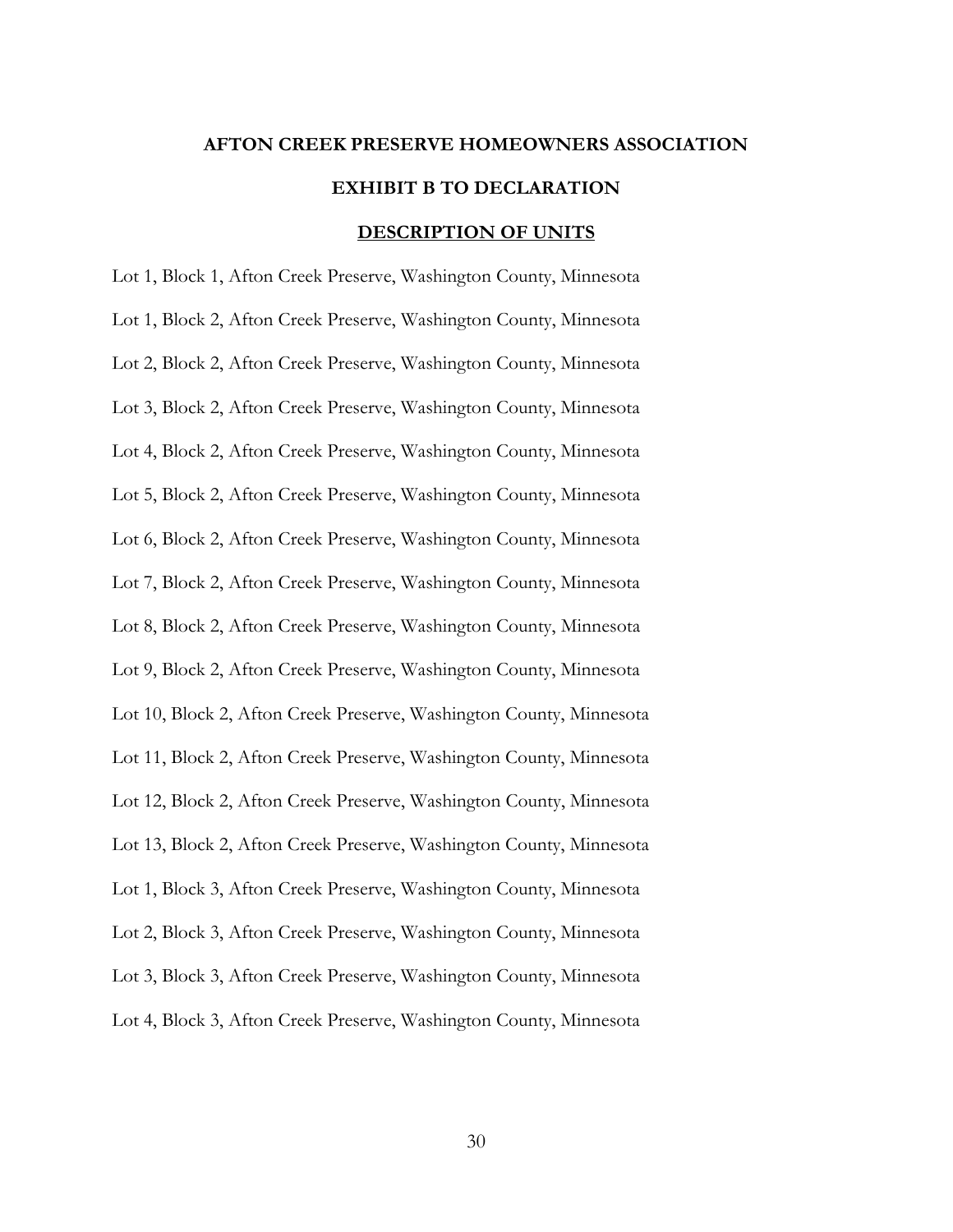**AFTON CREEK PRESERVE HOMEOWNERS ASSOCIATION**

**EXHIBIT B TO DECLARATION**

**<u>DESCRIPTION OF UNITS</u>**

Lot 1, Block 1, Afton Creek Preserve, Washington County, Minnesota

Lot 1, Block 2, Afton Creek Preserve, Washington County, Minnesota

Lot 2, Block 2, Afton Creek Preserve, Washington County, Minnesota

Lot 3, Block 2, Afton Creek Preserve, Washington County, Minnesota

Lot 4, Block 2, Afton Creek Preserve, Washington County, Minnesota

Lot 5, Block 2, Afton Creek Preserve, Washington County, Minnesota

Lot 6, Block 2, Afton Creek Preserve, Washington County, Minnesota

Lot 7, Block 2, Afton Creek Preserve, Washington County, Minnesota

Lot 8, Block 2, Afton Creek Preserve, Washington County, Minnesota

Lot 9, Block 2, Afton Creek Preserve, Washington County, Minnesota

Lot 10, Block 2, Afton Creek Preserve, Washington County, Minnesota

Lot 11, Block 2, Afton Creek Preserve, Washington County, Minnesota

Lot 12, Block 2, Afton Creek Preserve, Washington County, Minnesota

Lot 13, Block 2, Afton Creek Preserve, Washington County, Minnesota

Lot 1, Block 3, Afton Creek Preserve, Washington County, Minnesota

Lot 2, Block 3, Afton Creek Preserve, Washington County, Minnesota

Lot 3, Block 3, Afton Creek Preserve, Washington County, Minnesota

Lot 4, Block 3, Afton Creek Preserve, Washington County, Minnesota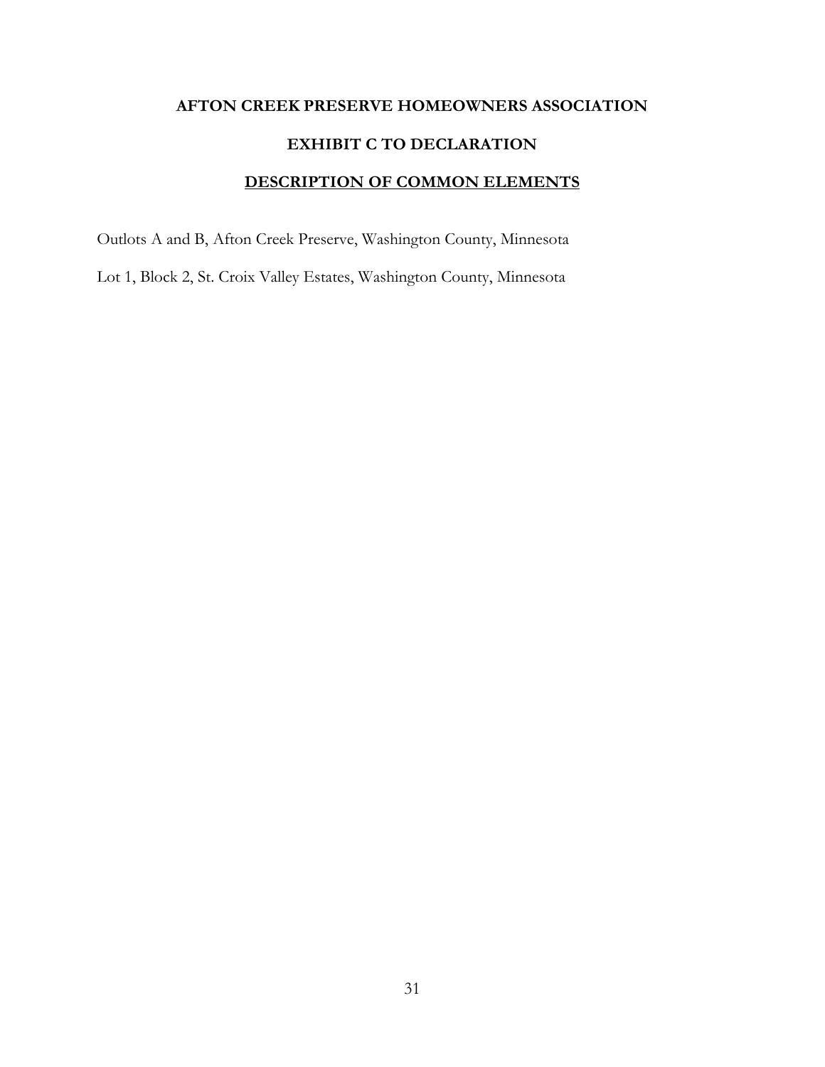**AFTON CREEK PRESERVE HOMEOWNERS ASSOCIATION**

**EXHIBIT C TO DECLARATION**

**<u>DESCRIPTION OF COMMON ELEMENTS</u>**

Outlots A and B, Afton Creek Preserve, Washington County, Minnesota

Lot 1, Block 2, St. Croix Valley Estates, Washington County, Minnesota